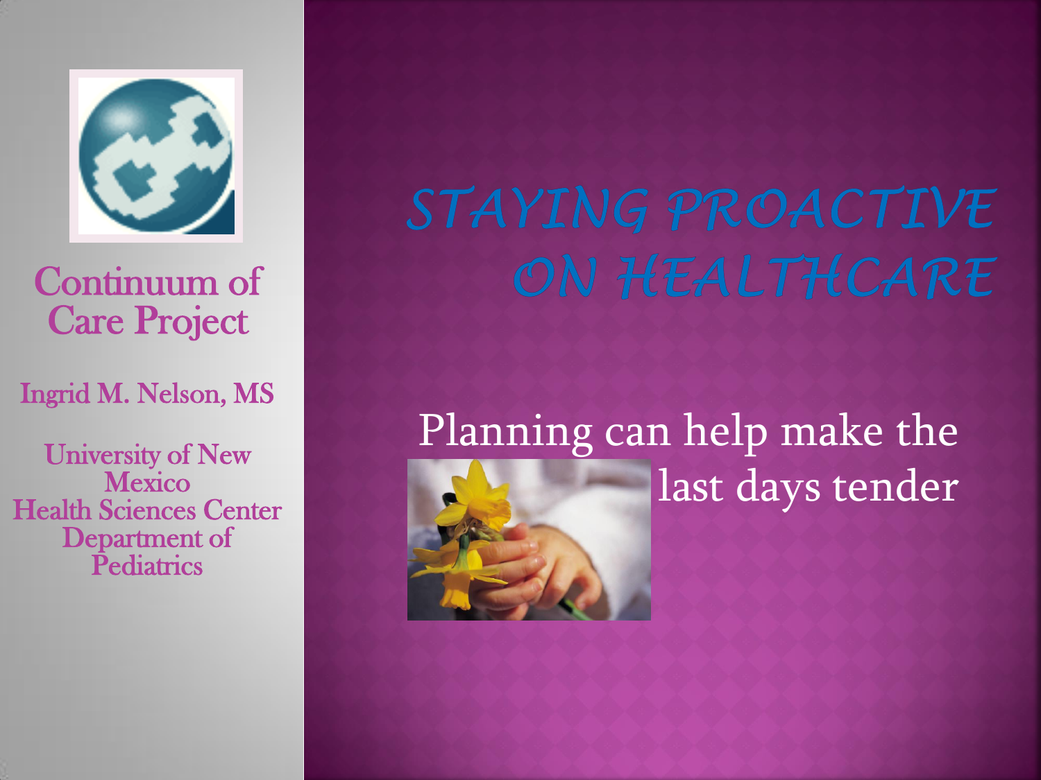# Staying Proactive on Healthcare

Planning can help make the last days tender

Continuum of Care Project

Ingrid M. Nelson, MS

University of New Mexico
Health Sciences Center
Department of Pediatrics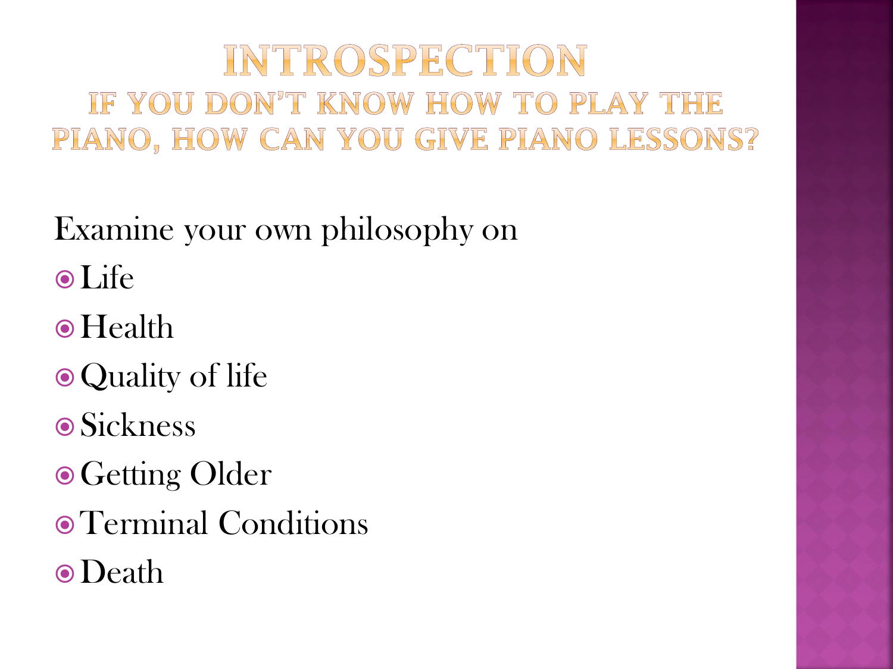# INTROSPECTION

## IF YOU DON'T KNOW HOW TO PLAY THE PIANO, HOW CAN YOU GIVE PIANO LESSONS?

Examine your own philosophy on

- Life
- Health
- Quality of life
- Sickness
- Getting Older
- Terminal Conditions
- Death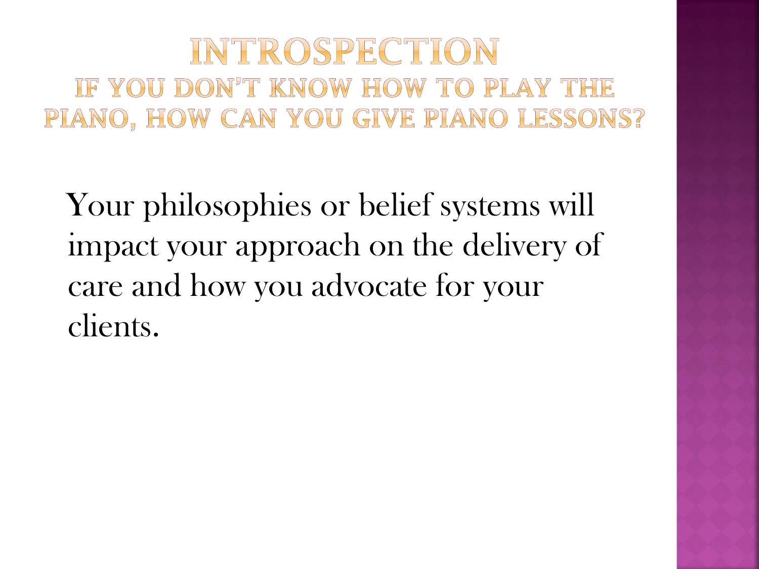# INTROSPECTION

## IF YOU DON'T KNOW HOW TO PLAY THE PIANO, HOW CAN YOU GIVE PIANO LESSONS?

Your philosophies or belief systems will impact your approach on the delivery of care and how you advocate for your clients.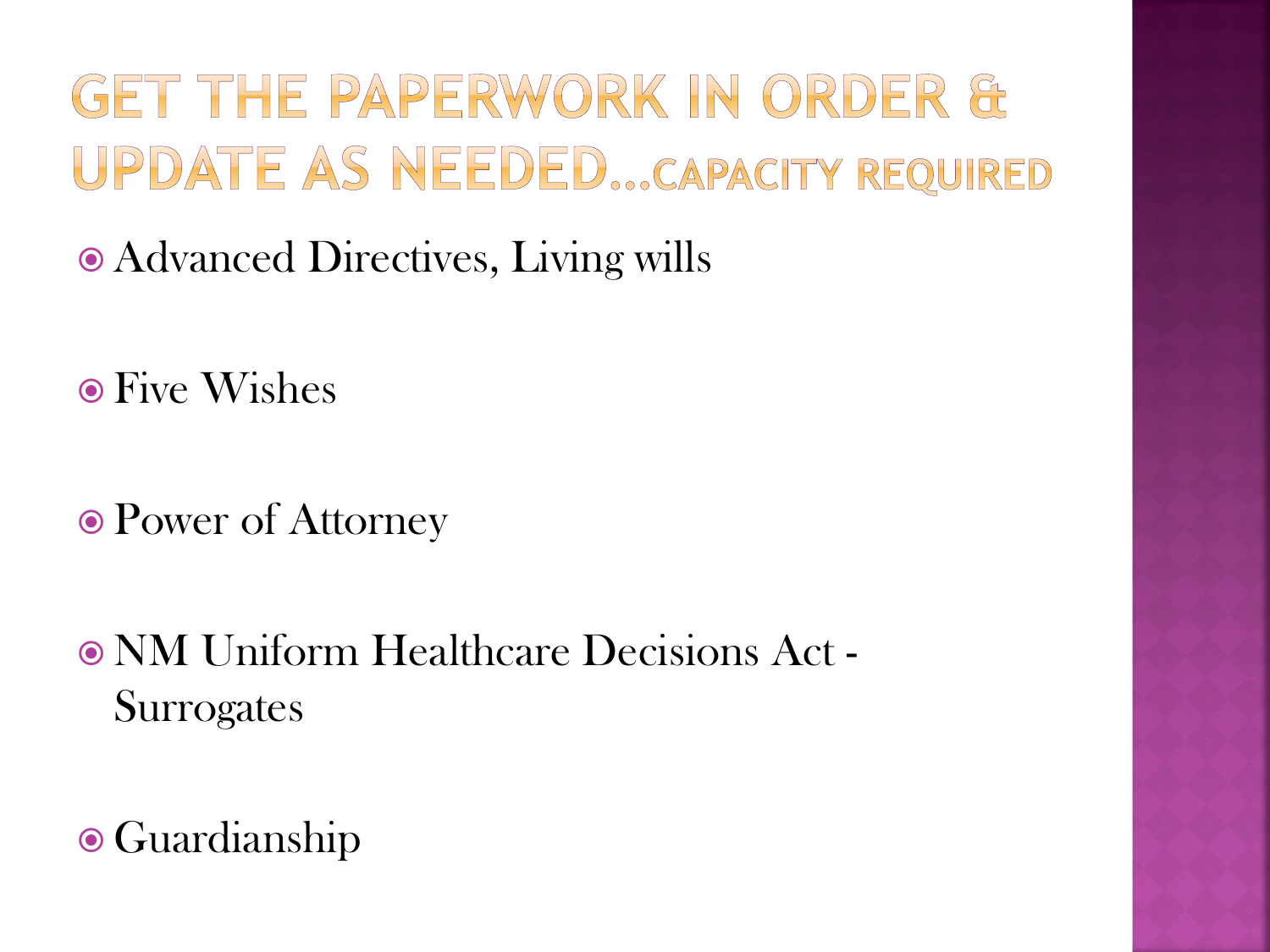# GET THE PAPERWORK IN ORDER & UPDATE AS NEEDED…CAPACITY REQUIRED

- Advanced Directives, Living wills
- Five Wishes
- Power of Attorney
- NM Uniform Healthcare Decisions Act - Surrogates
- Guardianship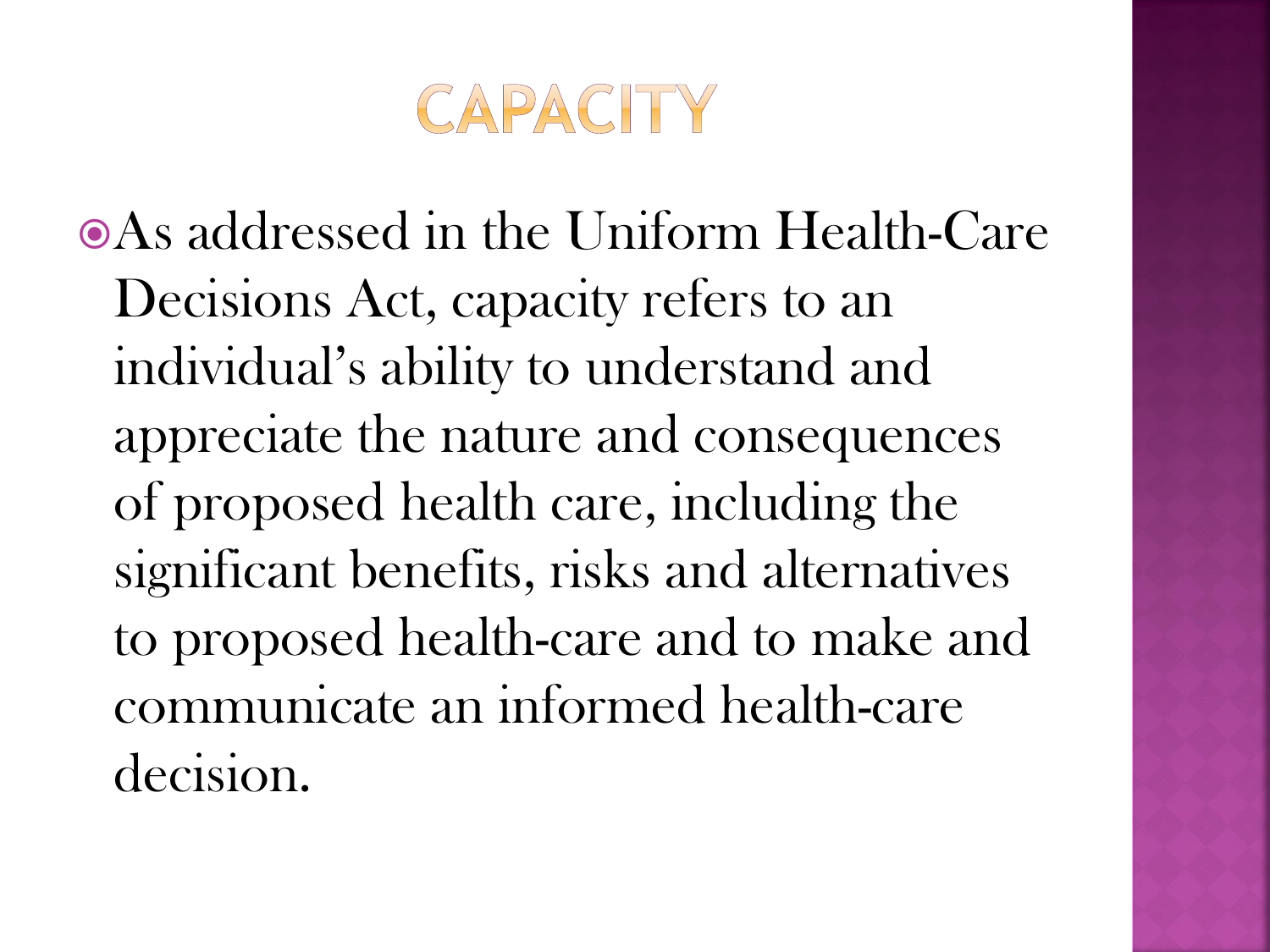# CAPACITY

- As addressed in the Uniform Health-Care Decisions Act, capacity refers to an individual's ability to understand and appreciate the nature and consequences of proposed health care, including the significant benefits, risks and alternatives to proposed health-care and to make and communicate an informed health-care decision.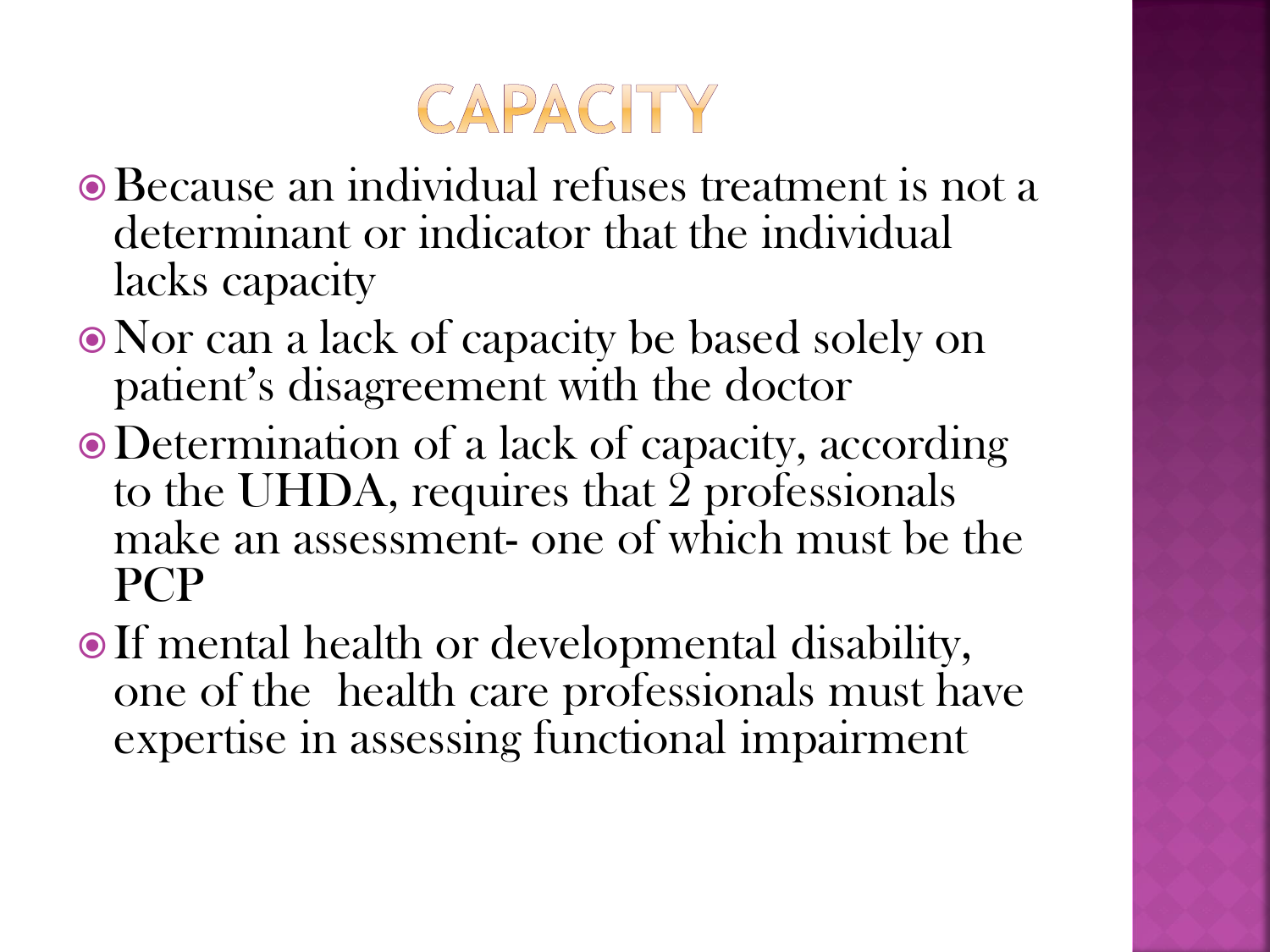# CAPACITY

- Because an individual refuses treatment is not a determinant or indicator that the individual lacks capacity
- Nor can a lack of capacity be based solely on patient's disagreement with the doctor
- Determination of a lack of capacity, according to the UHDA, requires that 2 professionals make an assessment- one of which must be the PCP
- If mental health or developmental disability, one of the health care professionals must have expertise in assessing functional impairment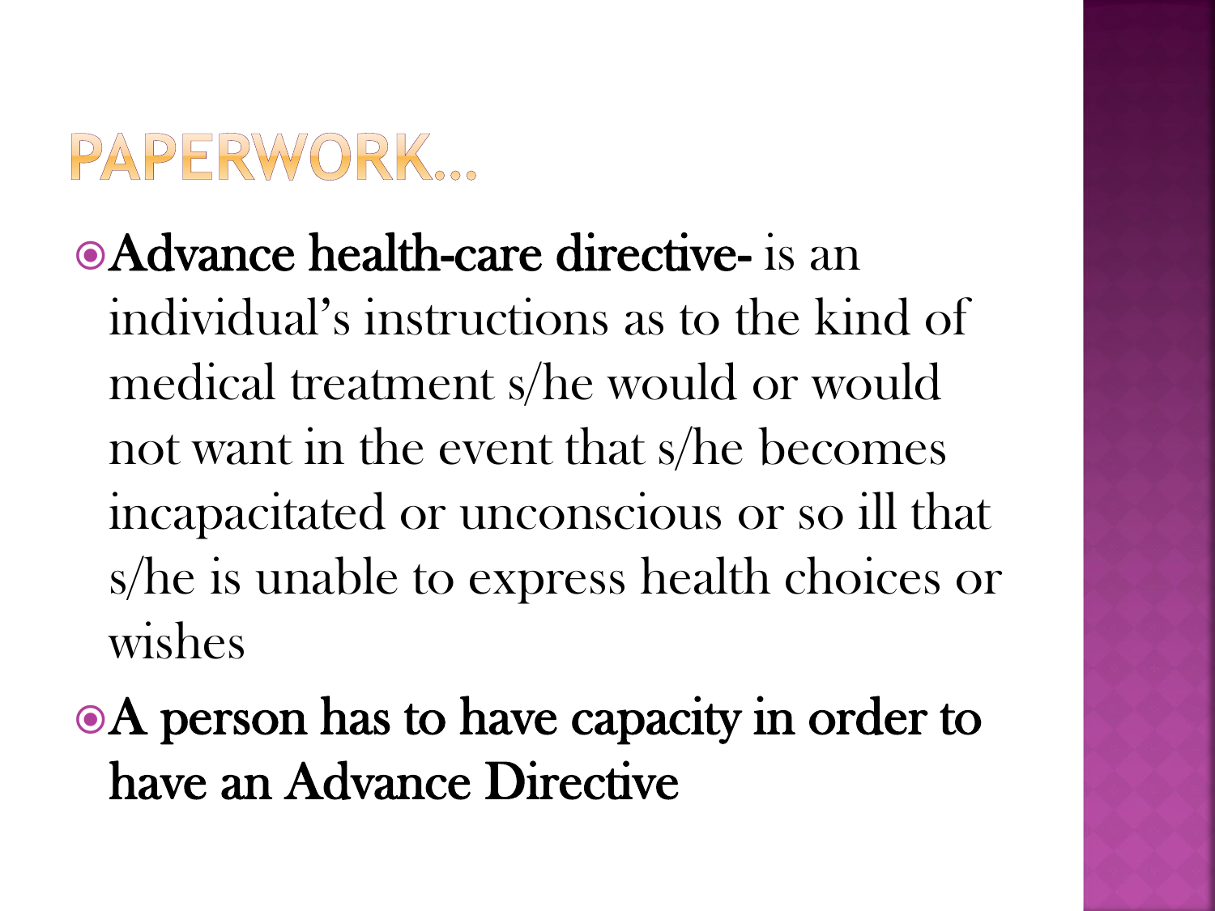# PAPERWORK…

- **Advance health-care directive-** is an individual's instructions as to the kind of medical treatment s/he would or would not want in the event that s/he becomes incapacitated or unconscious or so ill that s/he is unable to express health choices or wishes
- **A person has to have capacity in order to have an Advance Directive**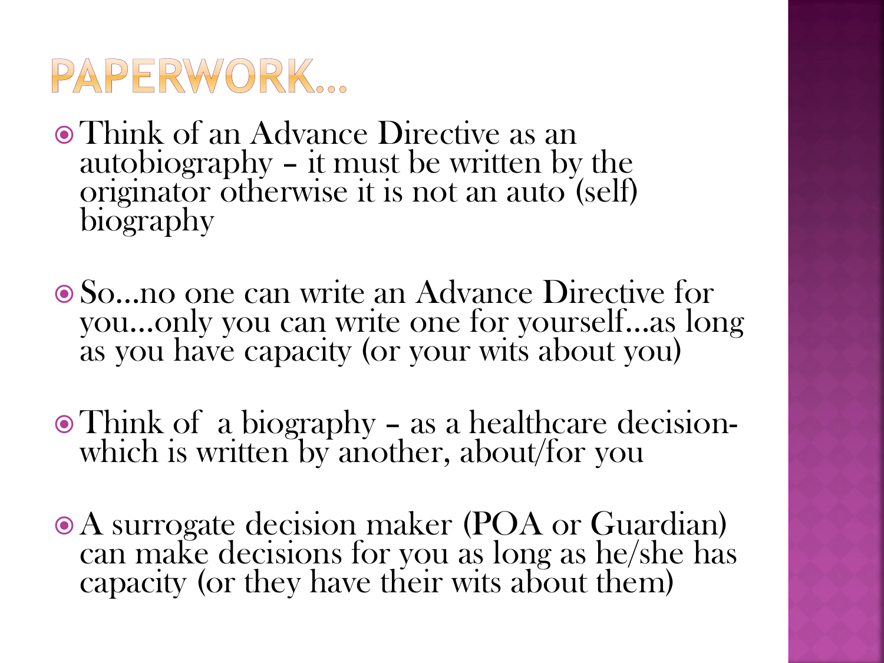# PAPERWORK…

- Think of an Advance Directive as an autobiography – it must be written by the originator otherwise it is not an auto (self) biography

- So…no one can write an Advance Directive for you…only you can write one for yourself…as long as you have capacity (or your wits about you)

- Think of a biography – as a healthcare decision- which is written by another, about/for you

- A surrogate decision maker (POA or Guardian) can make decisions for you as long as he/she has capacity (or they have their wits about them)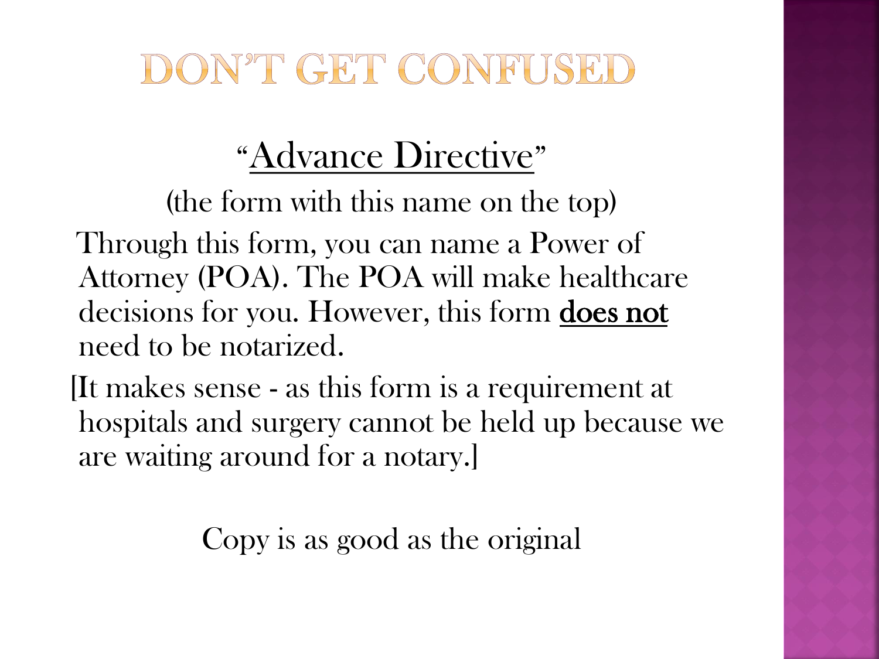# DON'T GET CONFUSED

"<u>Advance Directive</u>"

(the form with this name on the top)

Through this form, you can name a Power of Attorney (POA). The POA will make healthcare decisions for you. However, this form **<u>does not</u>** need to be notarized.

[It makes sense - as this form is a requirement at hospitals and surgery cannot be held up because we are waiting around for a notary.]

Copy is as good as the original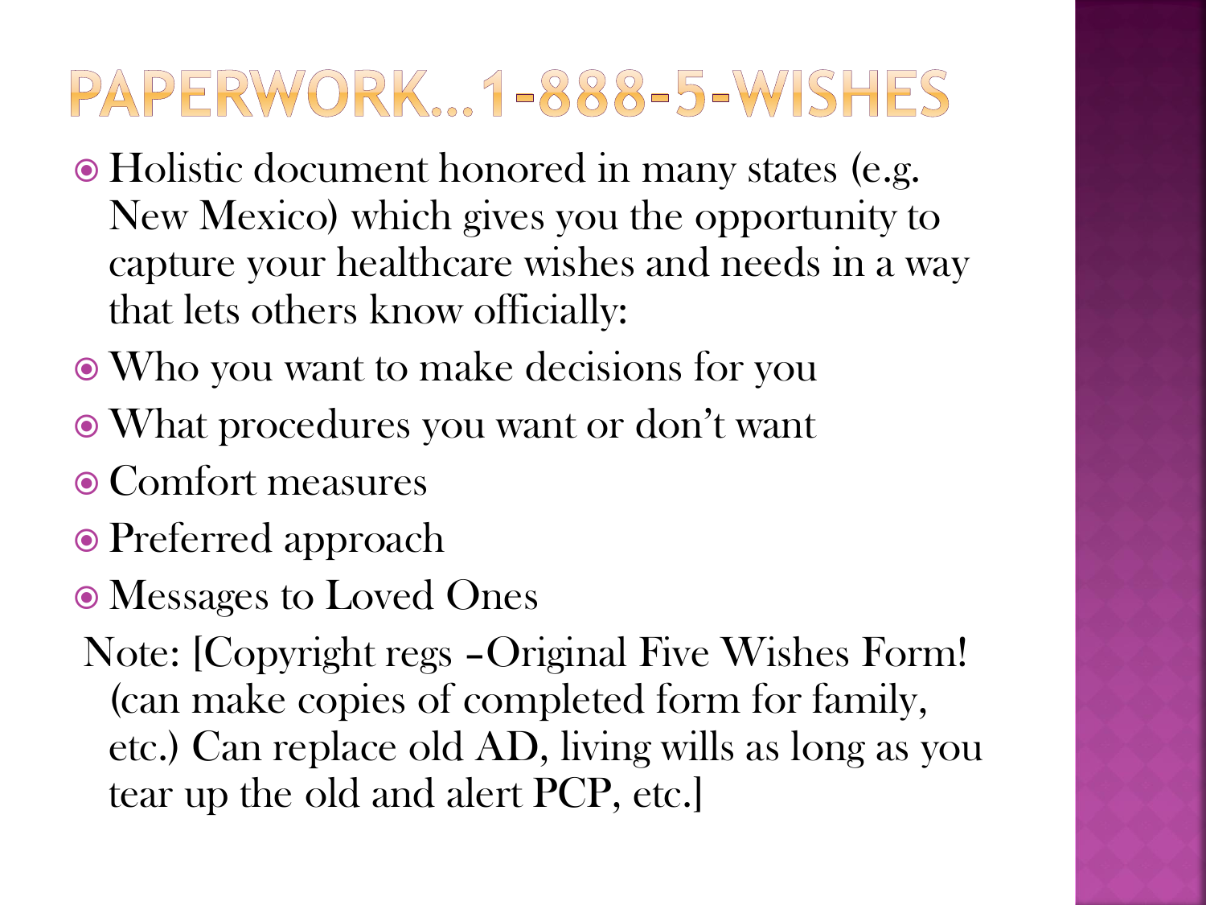# PAPERWORK…1-888-5-WISHES

- Holistic document honored in many states (e.g. New Mexico) which gives you the opportunity to capture your healthcare wishes and needs in a way that lets others know officially:
- Who you want to make decisions for you
- What procedures you want or don't want
- Comfort measures
- Preferred approach
- Messages to Loved Ones

Note: [Copyright regs –Original Five Wishes Form! (can make copies of completed form for family, etc.) Can replace old AD, living wills as long as you tear up the old and alert PCP, etc.]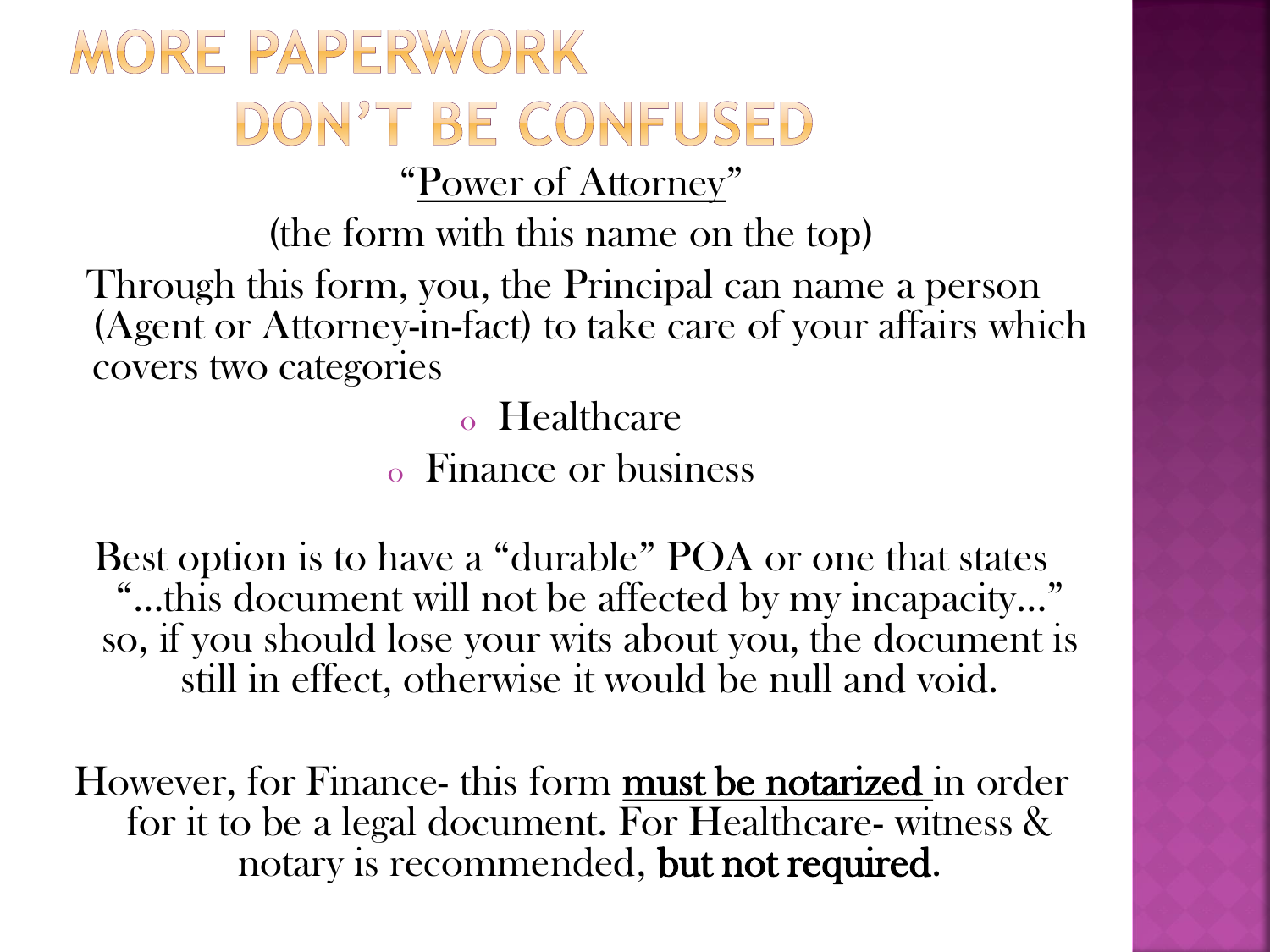# MORE PAPERWORK
# DON'T BE CONFUSED

"<u>Power of Attorney</u>"

(the form with this name on the top)

Through this form, you, the Principal can name a person (Agent or Attorney-in-fact) to take care of your affairs which covers two categories

- Healthcare
- Finance or business

Best option is to have a "durable" POA or one that states "…this document will not be affected by my incapacity…" so, if you should lose your wits about you, the document is still in effect, otherwise it would be null and void.

However, for Finance- this form **<u>must be notarized</u>** in order for it to be a legal document. For Healthcare- witness & notary is recommended, **but not required**.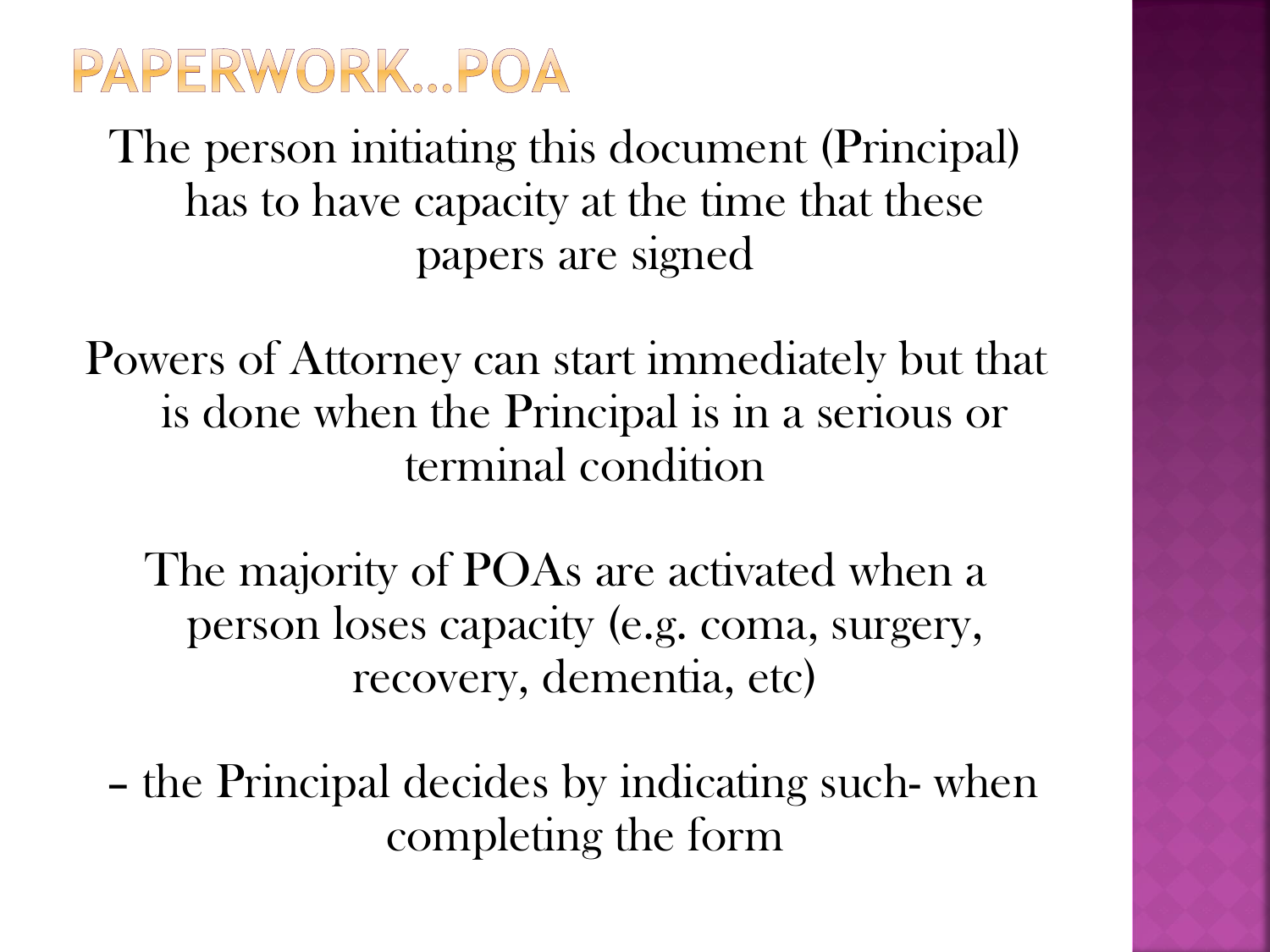# PAPERWORK…POA

The person initiating this document (Principal) has to have capacity at the time that these papers are signed

Powers of Attorney can start immediately but that is done when the Principal is in a serious or terminal condition

The majority of POAs are activated when a person loses capacity (e.g. coma, surgery, recovery, dementia, etc)

– the Principal decides by indicating such- when completing the form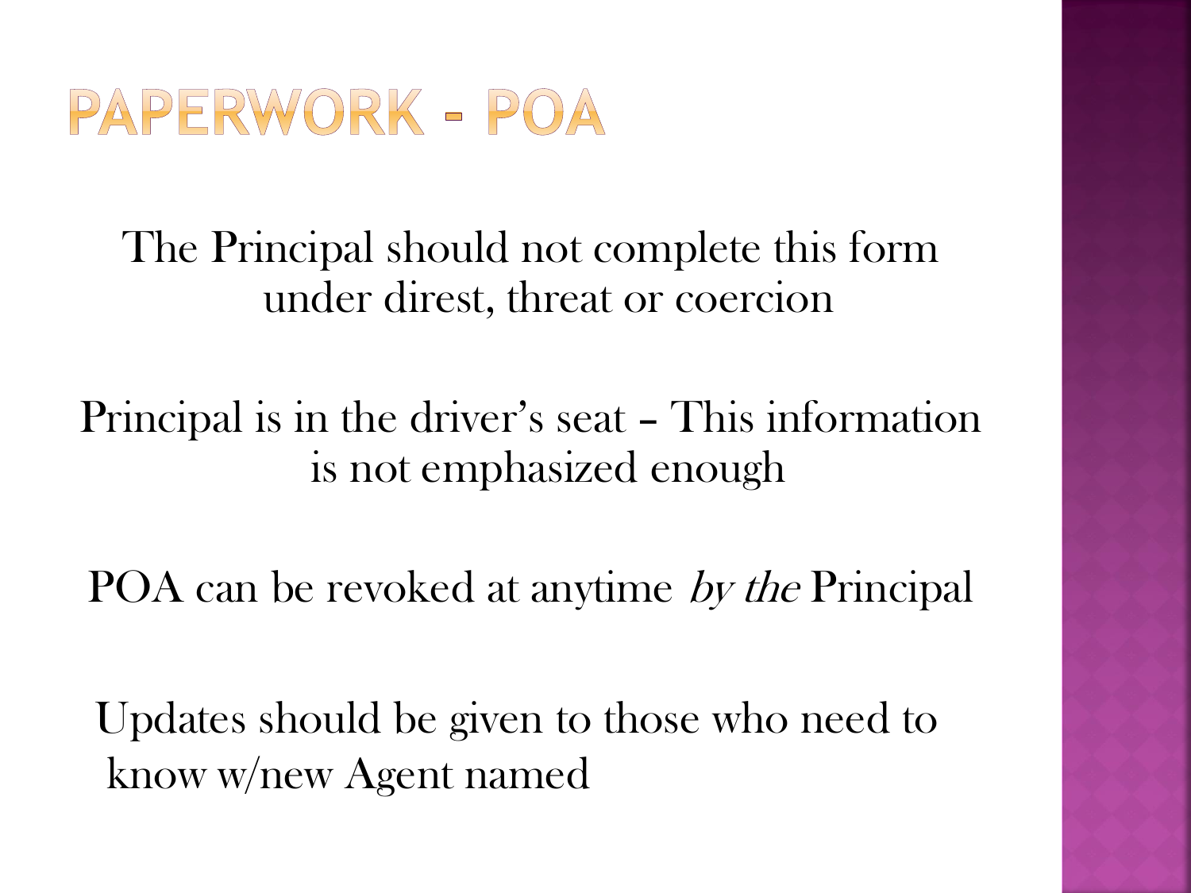# PAPERWORK - POA

The Principal should not complete this form under direst, threat or coercion

Principal is in the driver's seat – This information is not emphasized enough

POA can be revoked at anytime *by the* Principal

Updates should be given to those who need to know w/new Agent named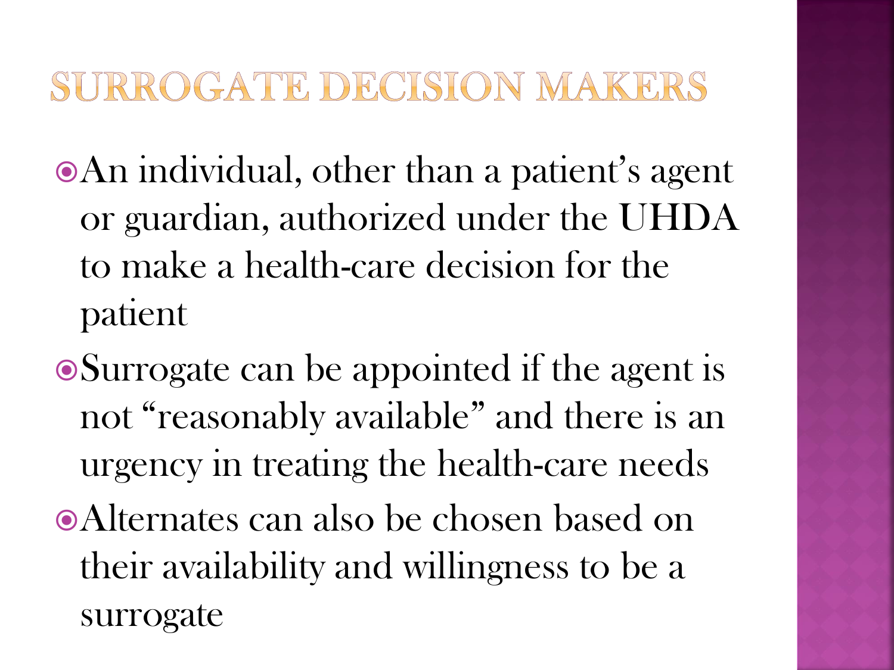# SURROGATE DECISION MAKERS

- An individual, other than a patient's agent or guardian, authorized under the UHDA to make a health-care decision for the patient
- Surrogate can be appointed if the agent is not "reasonably available" and there is an urgency in treating the health-care needs
- Alternates can also be chosen based on their availability and willingness to be a surrogate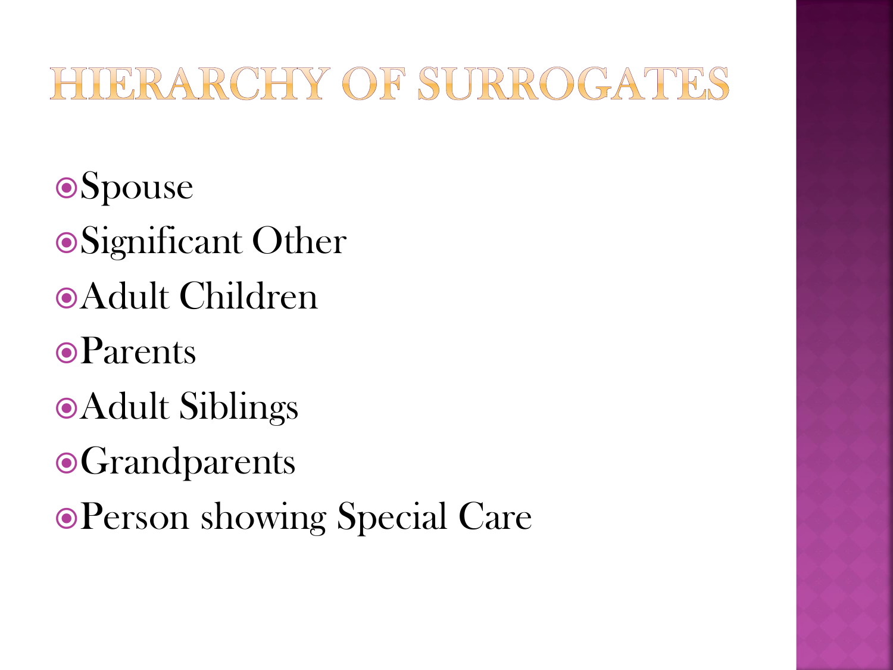# HIERARCHY OF SURROGATES

- Spouse
- Significant Other
- Adult Children
- Parents
- Adult Siblings
- Grandparents
- Person showing Special Care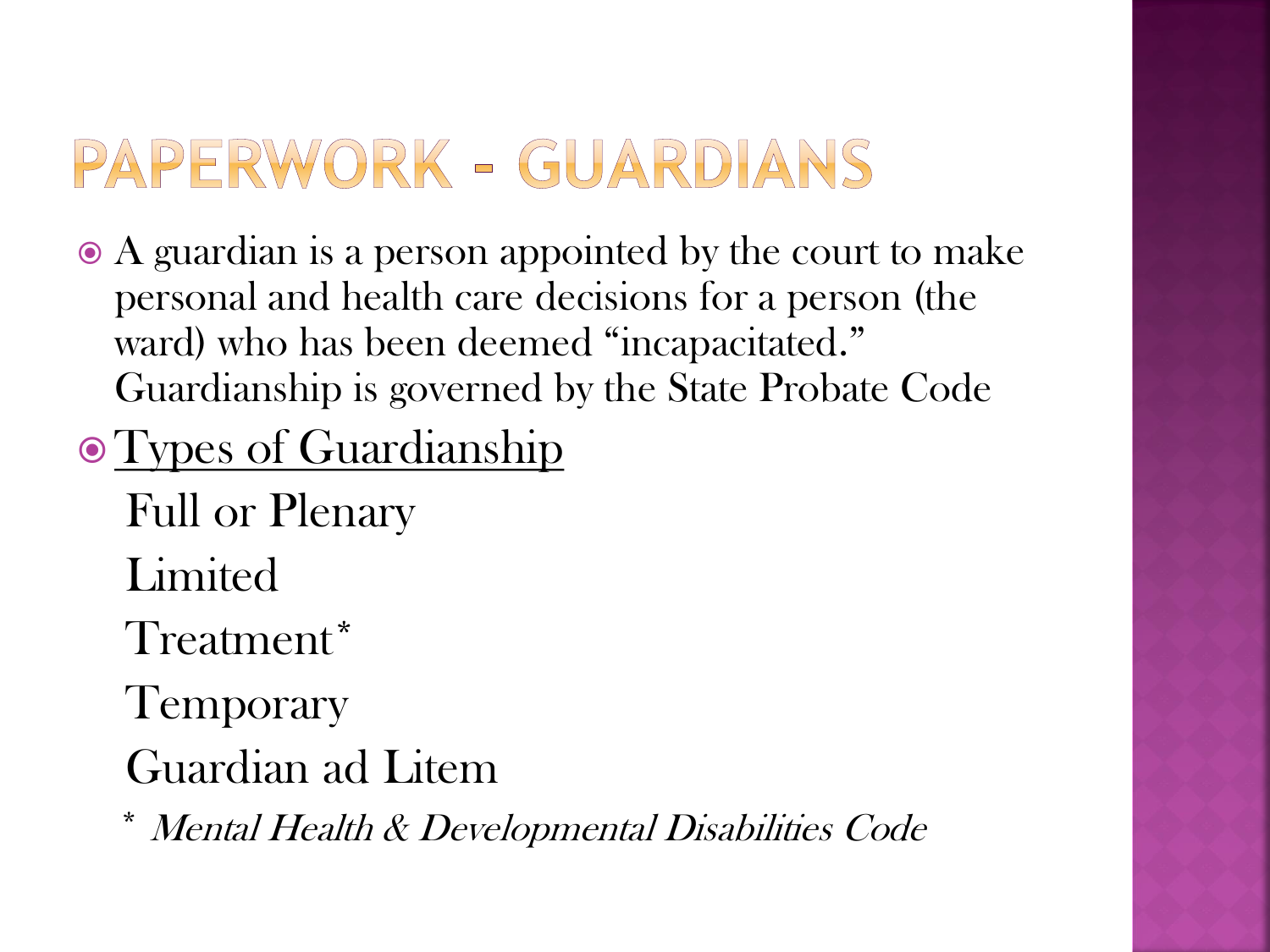# PAPERWORK - GUARDIANS

- A guardian is a person appointed by the court to make personal and health care decisions for a person (the ward) who has been deemed "incapacitated." Guardianship is governed by the State Probate Code
- <u>Types of Guardianship</u>

  Full or Plenary

  Limited

  Treatment*

  Temporary

  Guardian ad Litem

  \* *Mental Health & Developmental Disabilities Code*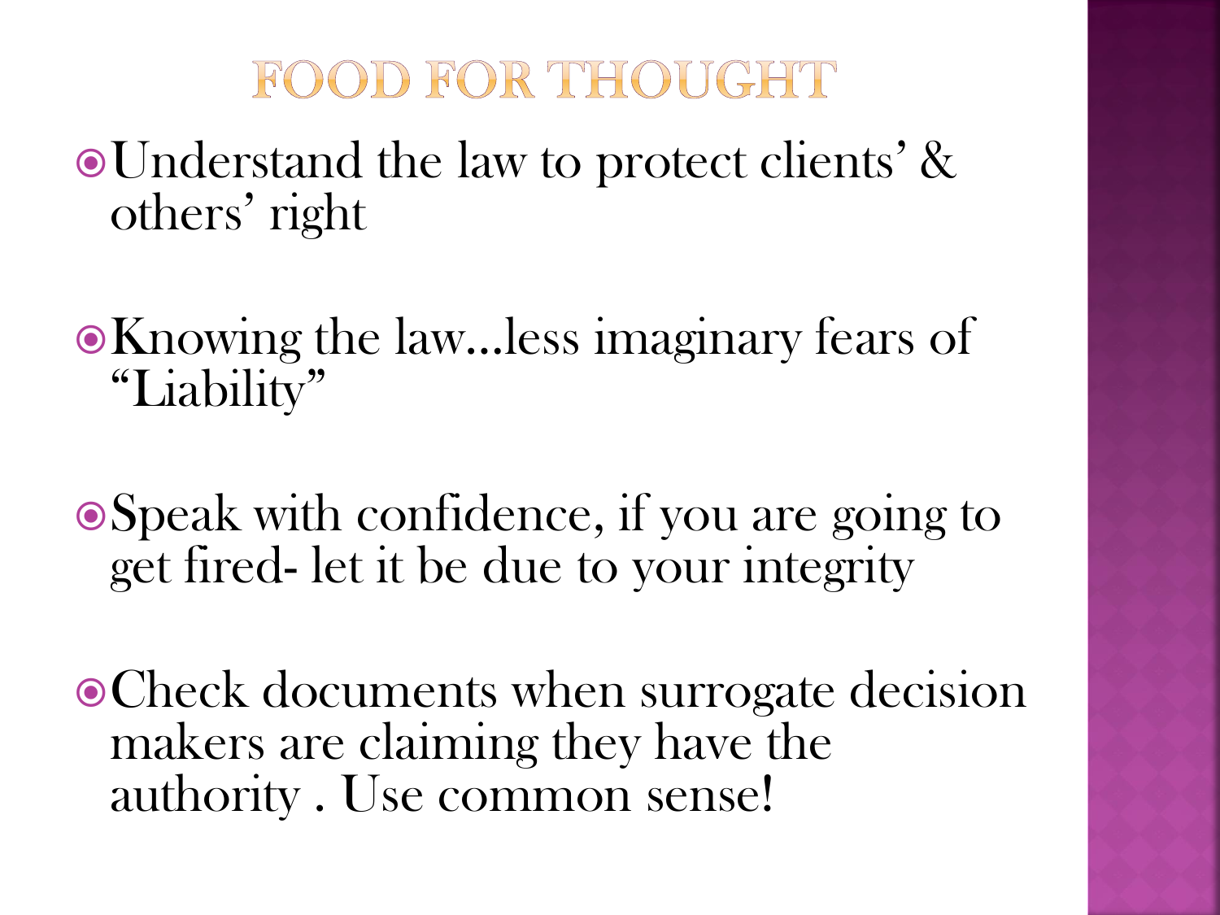# FOOD FOR THOUGHT

- Understand the law to protect clients' & others' right
- Knowing the law…less imaginary fears of "Liability"
- Speak with confidence, if you are going to get fired- let it be due to your integrity
- Check documents when surrogate decision makers are claiming they have the authority . Use common sense!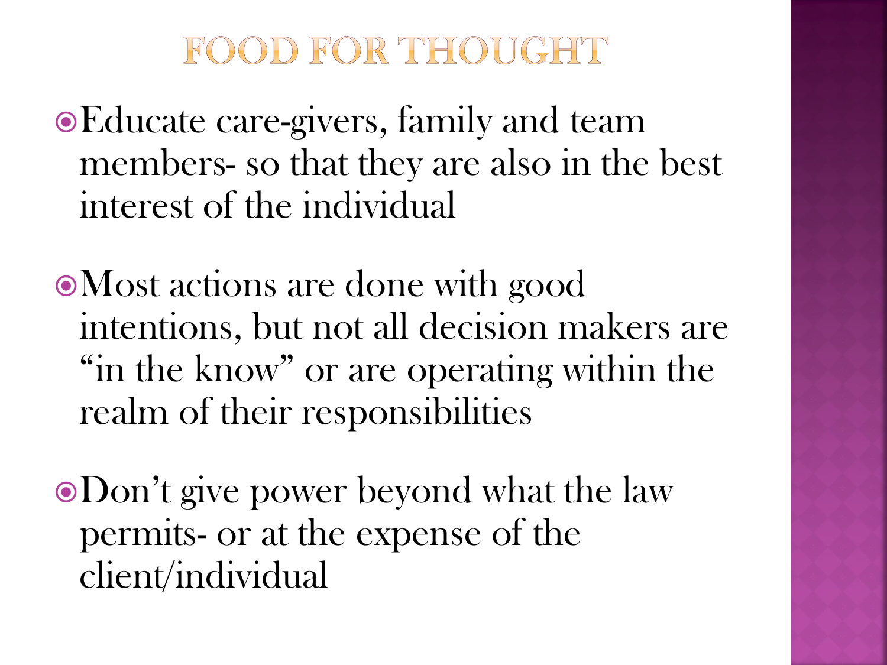# FOOD FOR THOUGHT

- Educate care-givers, family and team members- so that they are also in the best interest of the individual
- Most actions are done with good intentions, but not all decision makers are "in the know" or are operating within the realm of their responsibilities
- Don't give power beyond what the law permits- or at the expense of the client/individual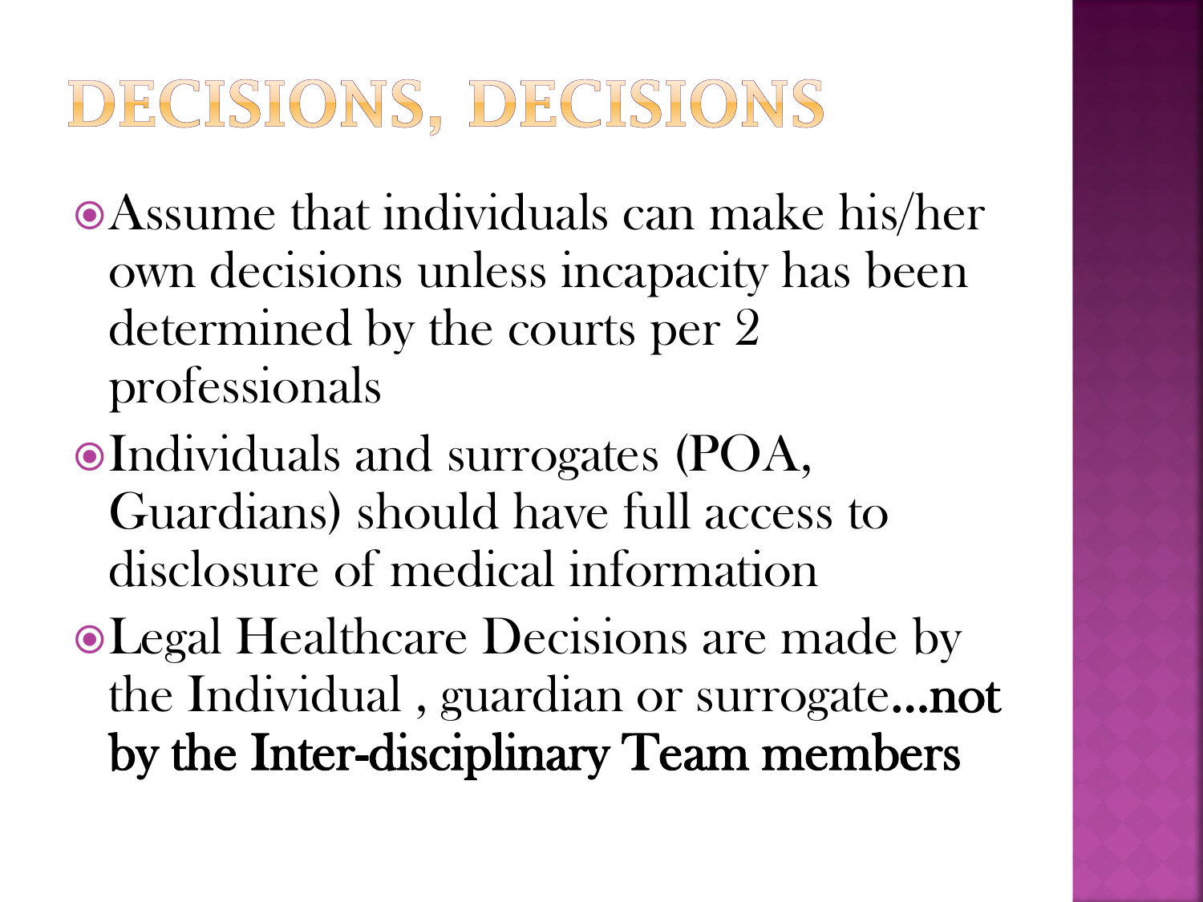# DECISIONS, DECISIONS

- Assume that individuals can make his/her own decisions unless incapacity has been determined by the courts per 2 professionals
- Individuals and surrogates (POA, Guardians) should have full access to disclosure of medical information
- Legal Healthcare Decisions are made by the Individual , guardian or surrogate**…not by the Inter-disciplinary Team members**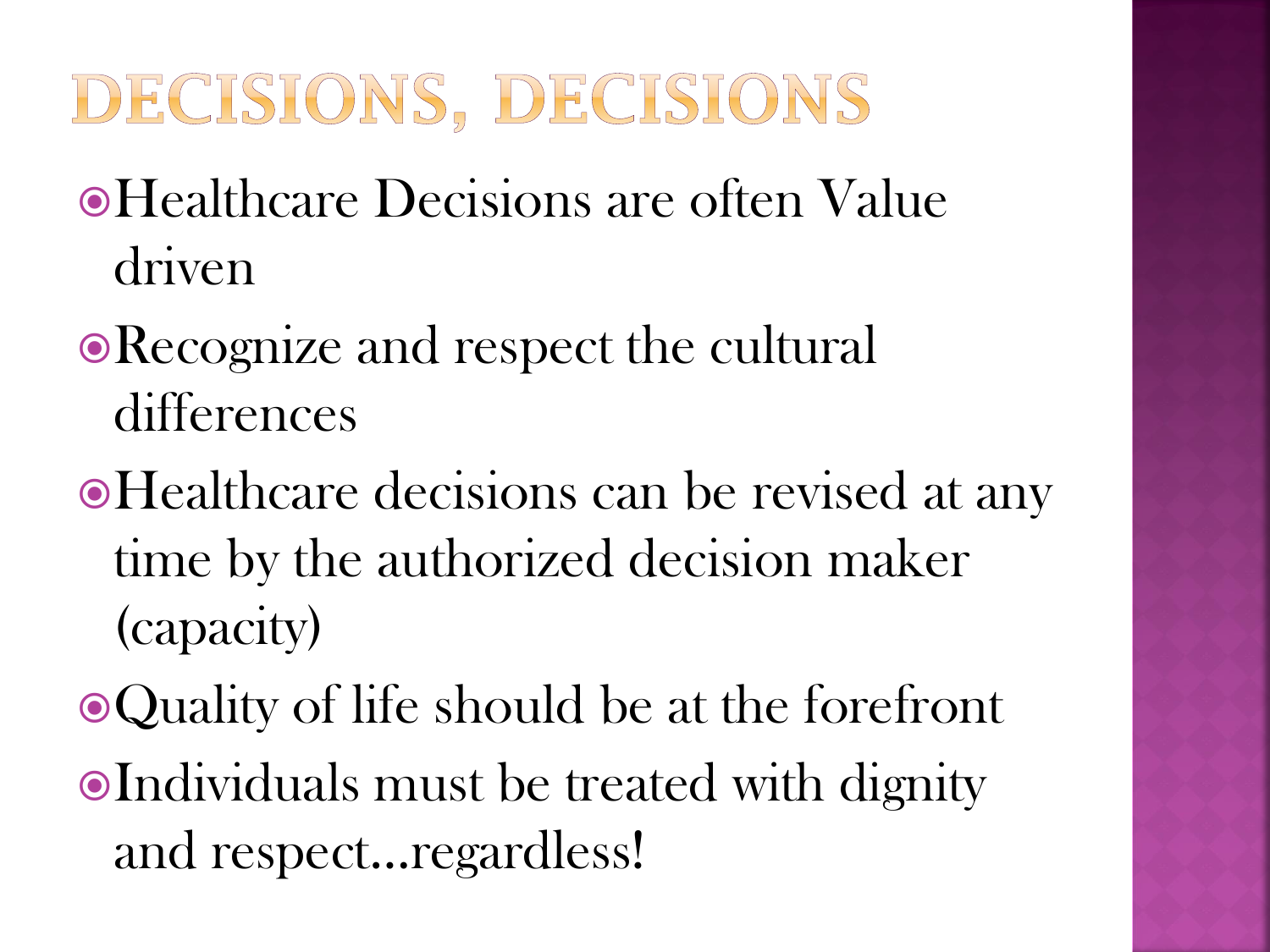# DECISIONS, DECISIONS

- Healthcare Decisions are often Value driven
- Recognize and respect the cultural differences
- Healthcare decisions can be revised at any time by the authorized decision maker (capacity)
- Quality of life should be at the forefront
- Individuals must be treated with dignity and respect…regardless!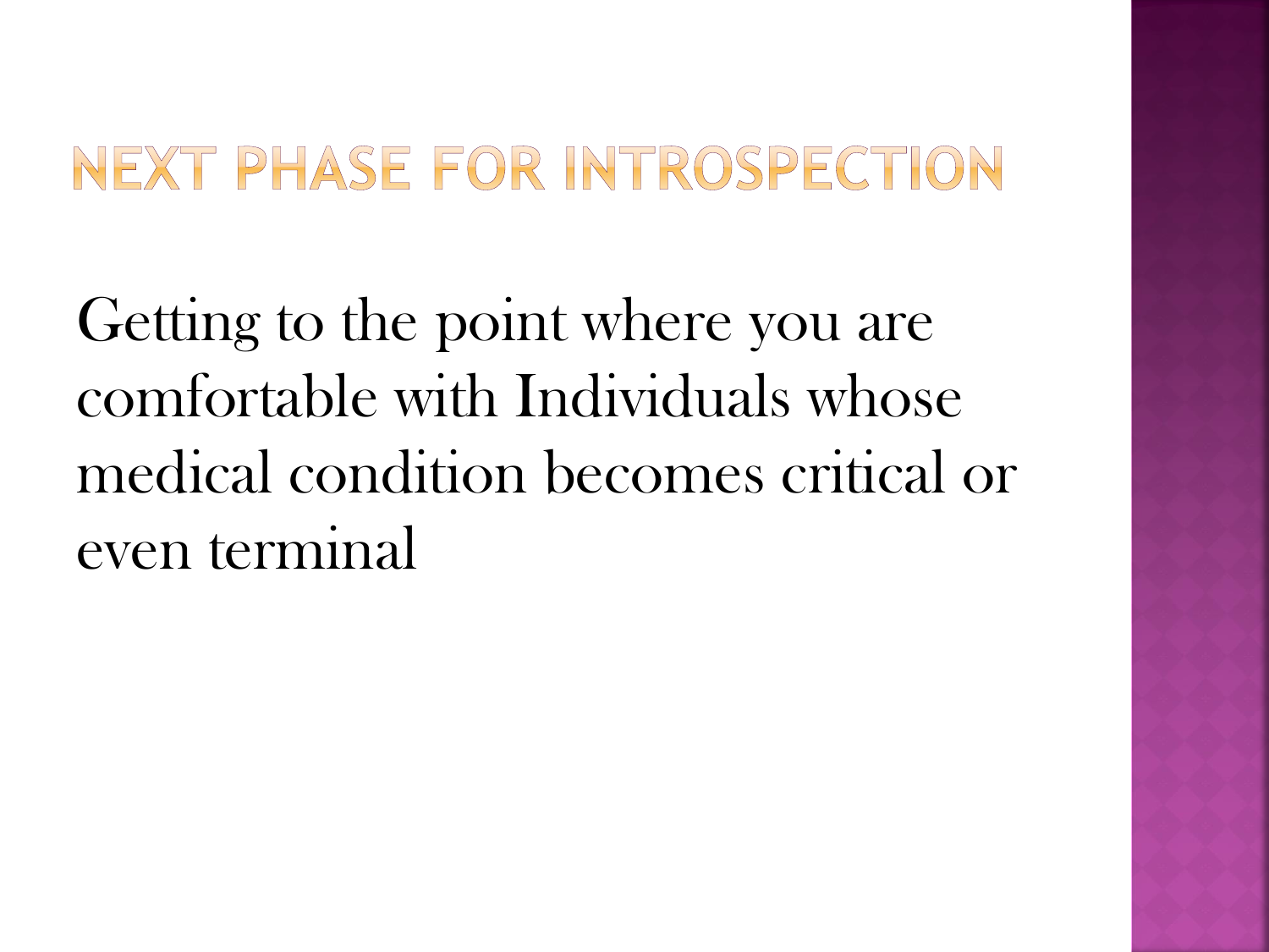# NEXT PHASE FOR INTROSPECTION

Getting to the point where you are comfortable with Individuals whose medical condition becomes critical or even terminal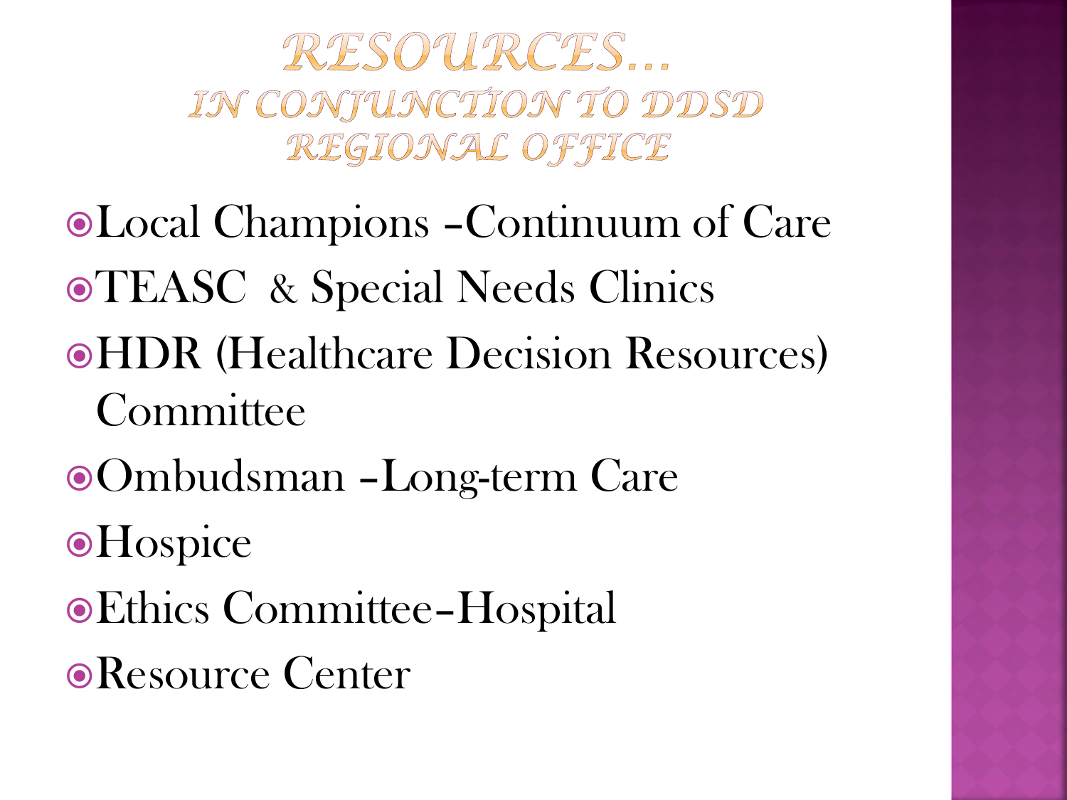# RESOURCES… IN CONJUNCTION TO DDSD REGIONAL OFFICE

- Local Champions –Continuum of Care
- TEASC & Special Needs Clinics
- HDR (Healthcare Decision Resources) Committee
- Ombudsman –Long-term Care
- Hospice
- Ethics Committee–Hospital
- Resource Center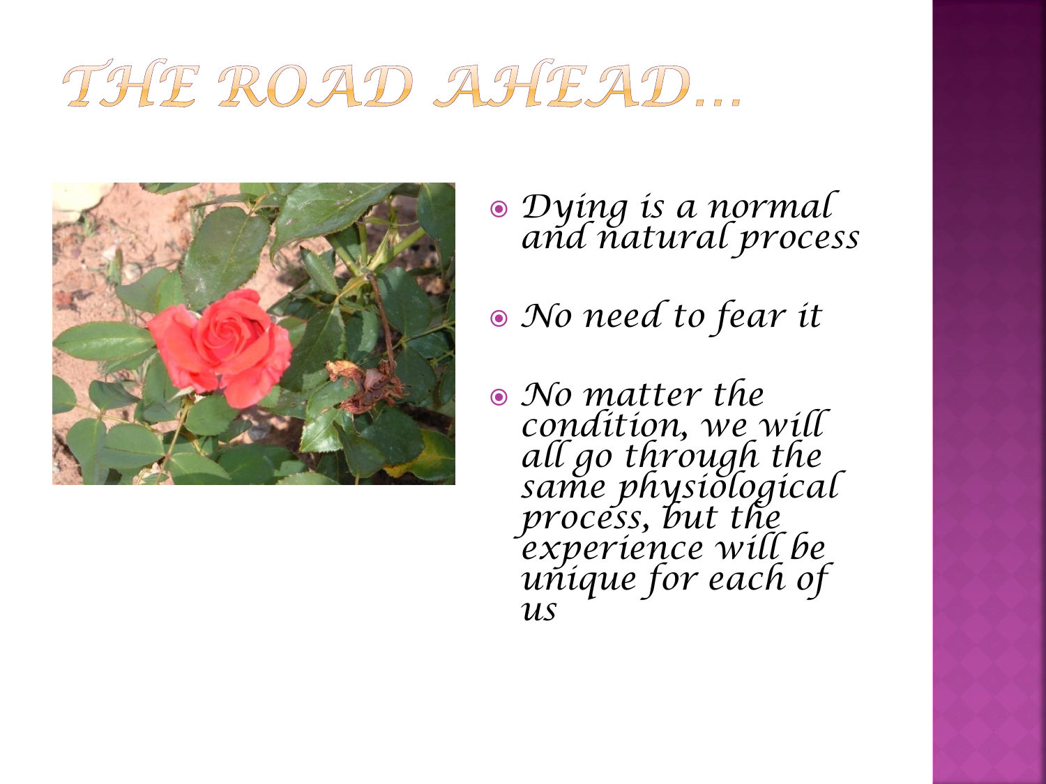# THE ROAD AHEAD…

- *Dying is a normal and natural process*
- *No need to fear it*
- *No matter the condition, we will all go through the same physiological process, but the experience will be unique for each of us*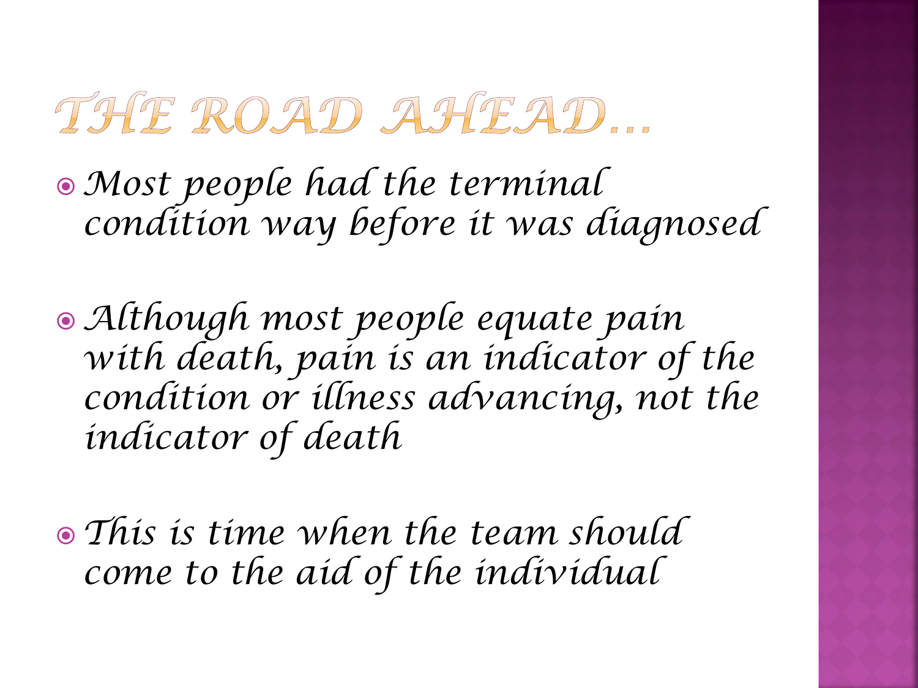# The Road Ahead…

- *Most people had the terminal condition way before it was diagnosed*
- *Although most people equate pain with death, pain is an indicator of the condition or illness advancing, not the indicator of death*
- *This is time when the team should come to the aid of the individual*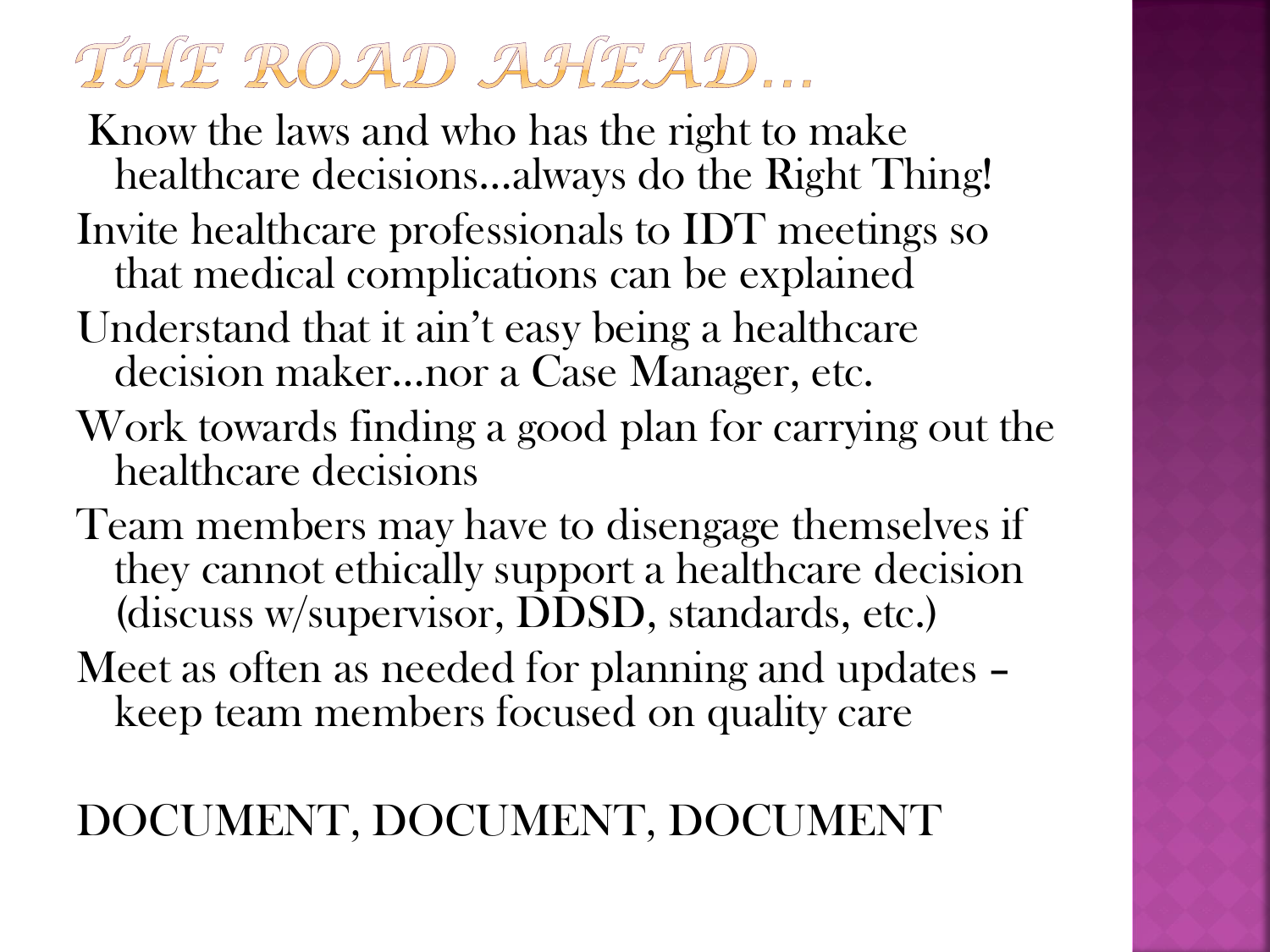# The Road Ahead…

- Know the laws and who has the right to make healthcare decisions…always do the Right Thing!
- Invite healthcare professionals to IDT meetings so that medical complications can be explained
- Understand that it ain't easy being a healthcare decision maker…nor a Case Manager, etc.
- Work towards finding a good plan for carrying out the healthcare decisions
- Team members may have to disengage themselves if they cannot ethically support a healthcare decision (discuss w/supervisor, DDSD, standards, etc.)
- Meet as often as needed for planning and updates – keep team members focused on quality care

DOCUMENT, DOCUMENT, DOCUMENT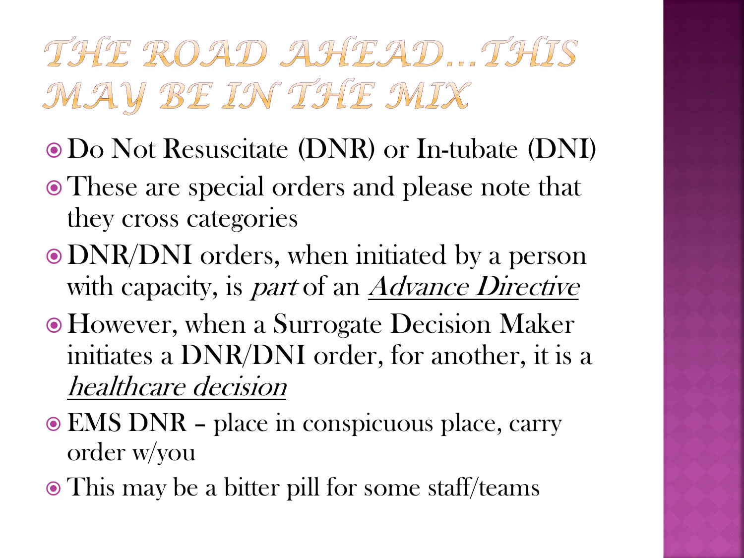# The Road Ahead…This May Be In The Mix

- Do Not Resuscitate (DNR) or In-tubate (DNI)
- These are special orders and please note that they cross categories
- DNR/DNI orders, when initiated by a person with capacity, is *part* of an *Advance Directive*
- However, when a Surrogate Decision Maker initiates a DNR/DNI order, for another, it is a *healthcare decision*
- EMS DNR – place in conspicuous place, carry order w/you
- This may be a bitter pill for some staff/teams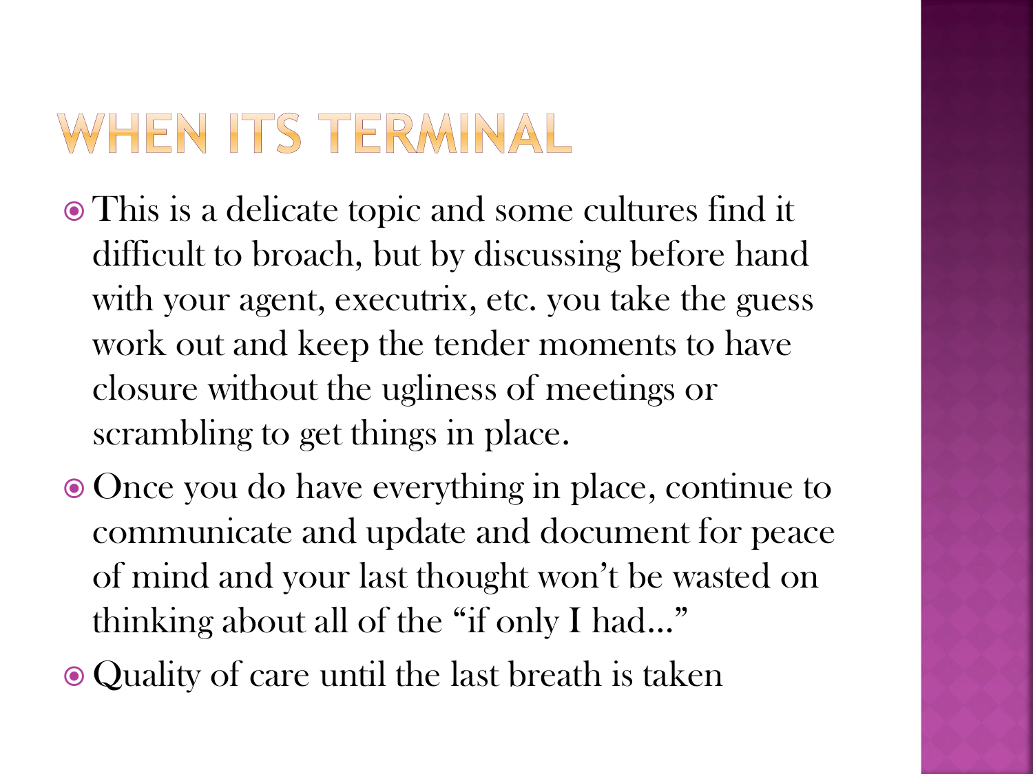# WHEN ITS TERMINAL

- This is a delicate topic and some cultures find it difficult to broach, but by discussing before hand with your agent, executrix, etc. you take the guess work out and keep the tender moments to have closure without the ugliness of meetings or scrambling to get things in place.
- Once you do have everything in place, continue to communicate and update and document for peace of mind and your last thought won't be wasted on thinking about all of the "if only I had…"
- Quality of care until the last breath is taken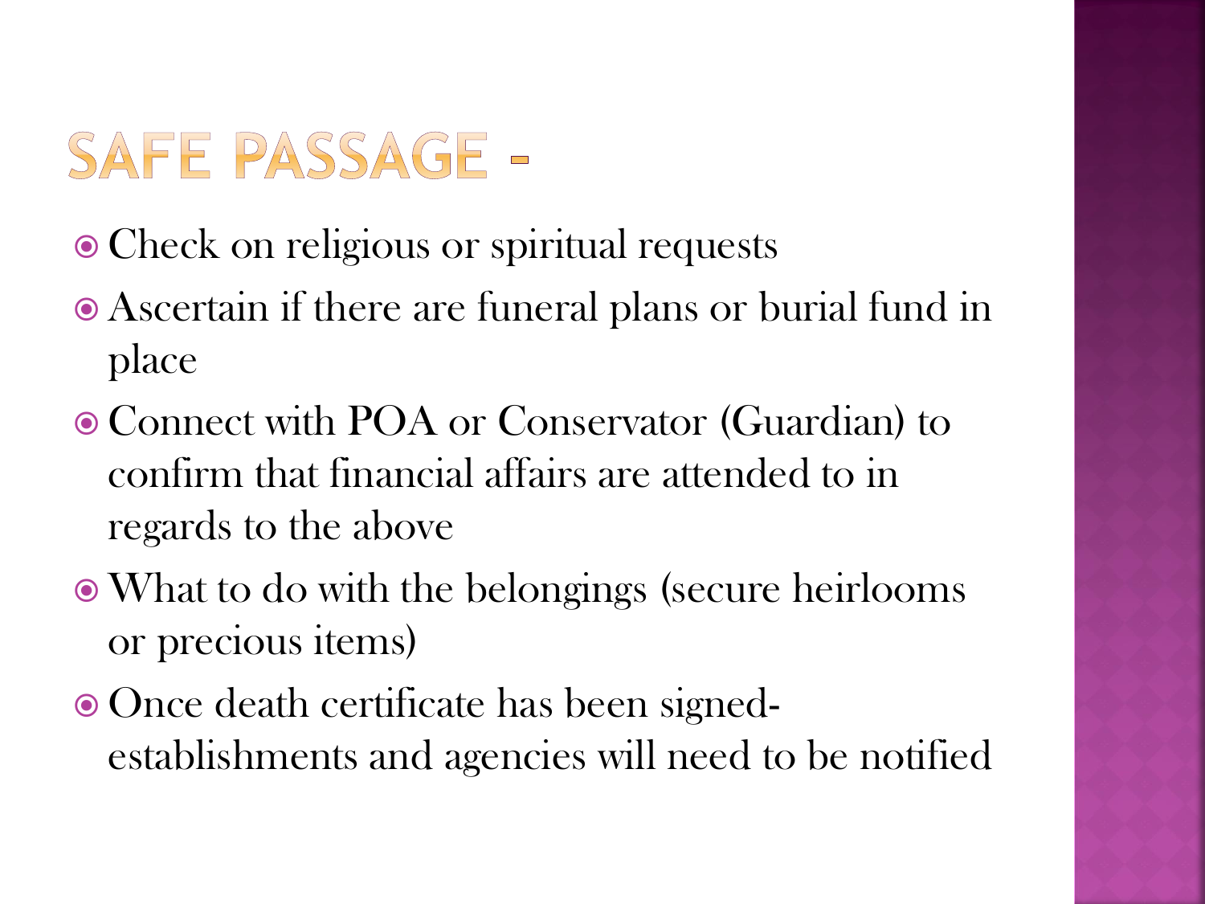# SAFE PASSAGE -

- Check on religious or spiritual requests
- Ascertain if there are funeral plans or burial fund in place
- Connect with POA or Conservator (Guardian) to confirm that financial affairs are attended to in regards to the above
- What to do with the belongings (secure heirlooms or precious items)
- Once death certificate has been signed- establishments and agencies will need to be notified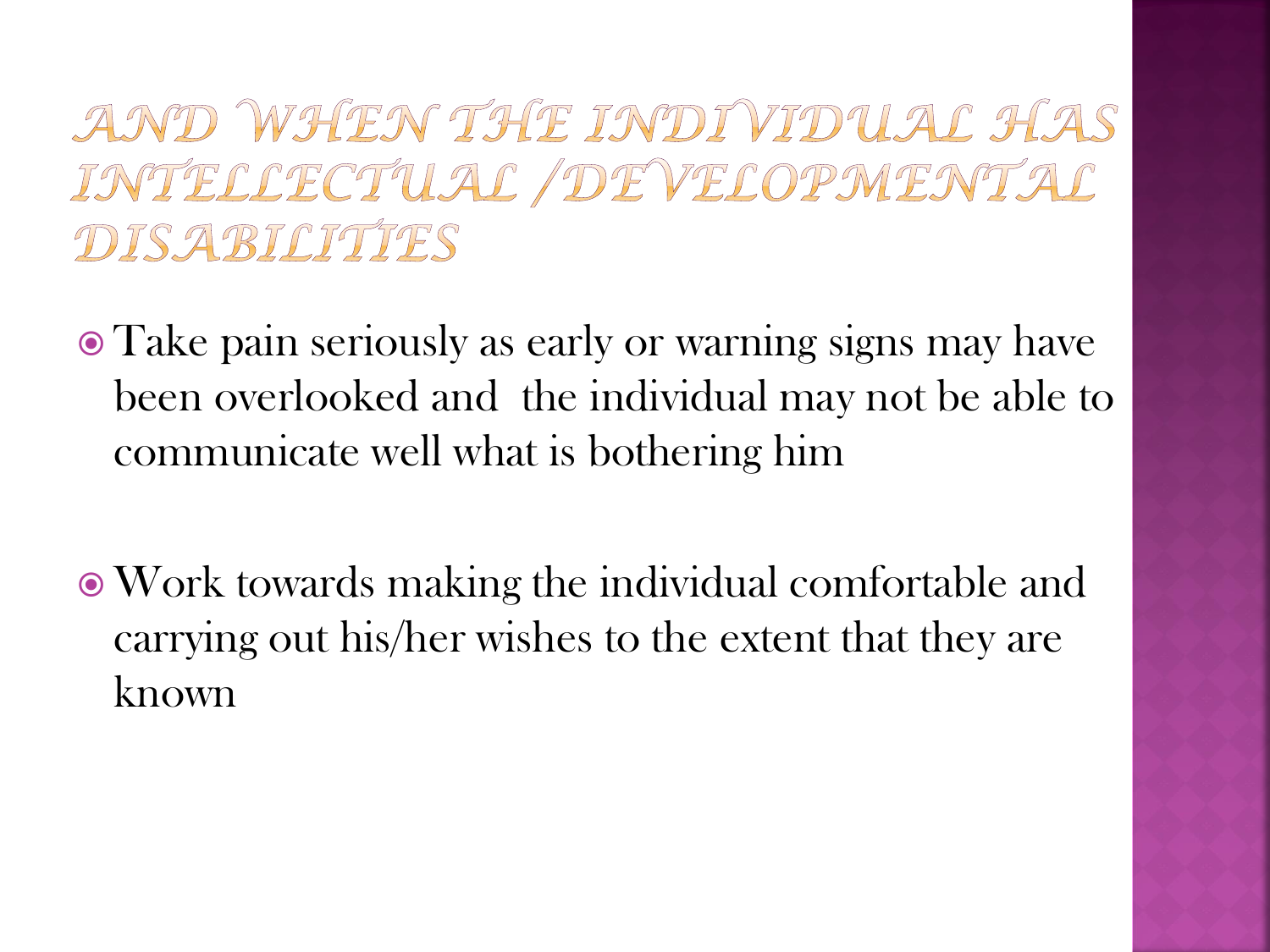# And When the Individual Has Intellectual /Developmental Disabilities

- Take pain seriously as early or warning signs may have been overlooked and the individual may not be able to communicate well what is bothering him

- Work towards making the individual comfortable and carrying out his/her wishes to the extent that they are known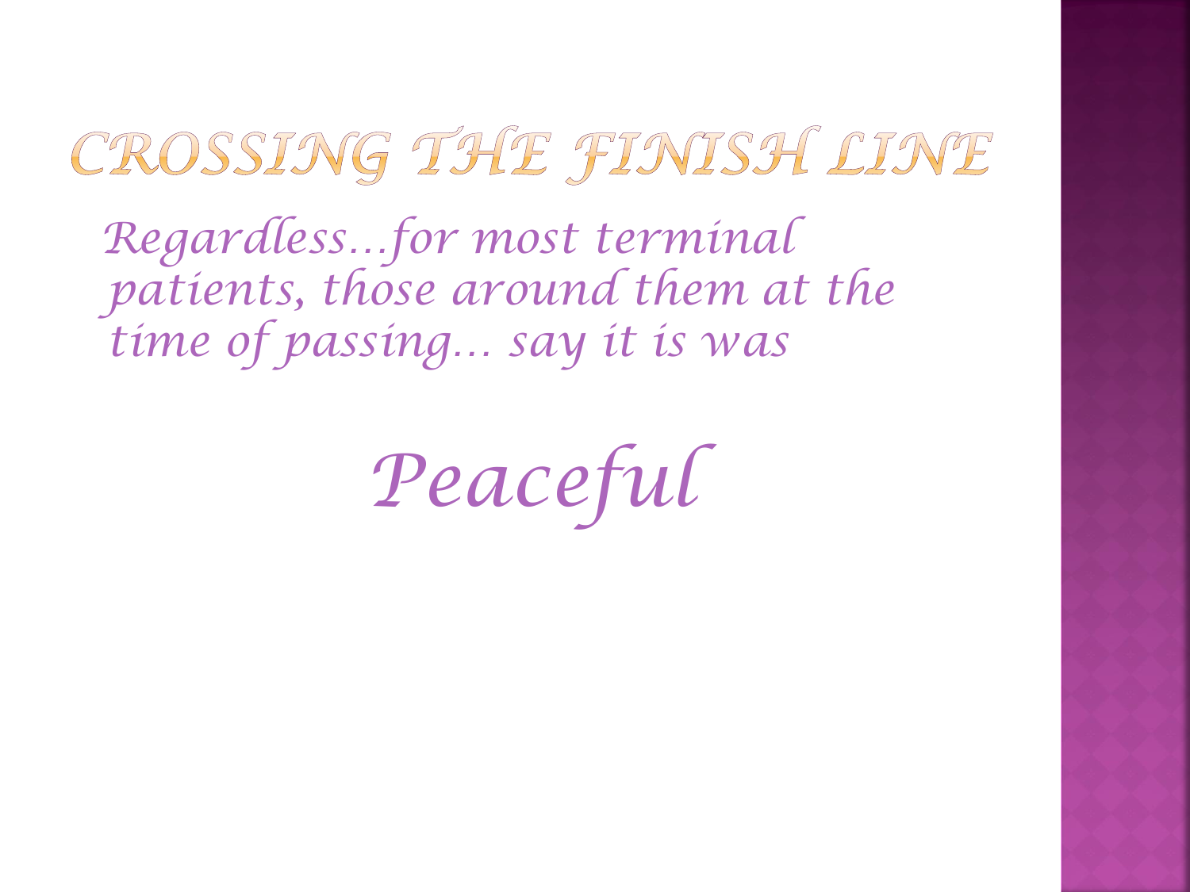# CROSSING THE FINISH LINE

*Regardless…for most terminal patients, those around them at the time of passing… say it is was*

*Peaceful*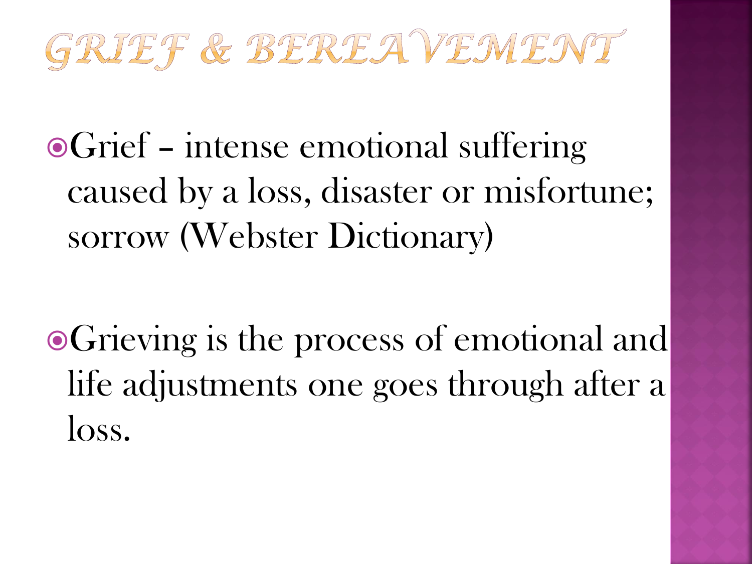# GRIEF & BEREAVEMENT

- Grief – intense emotional suffering caused by a loss, disaster or misfortune; sorrow (Webster Dictionary)

- Grieving is the process of emotional and life adjustments one goes through after a loss.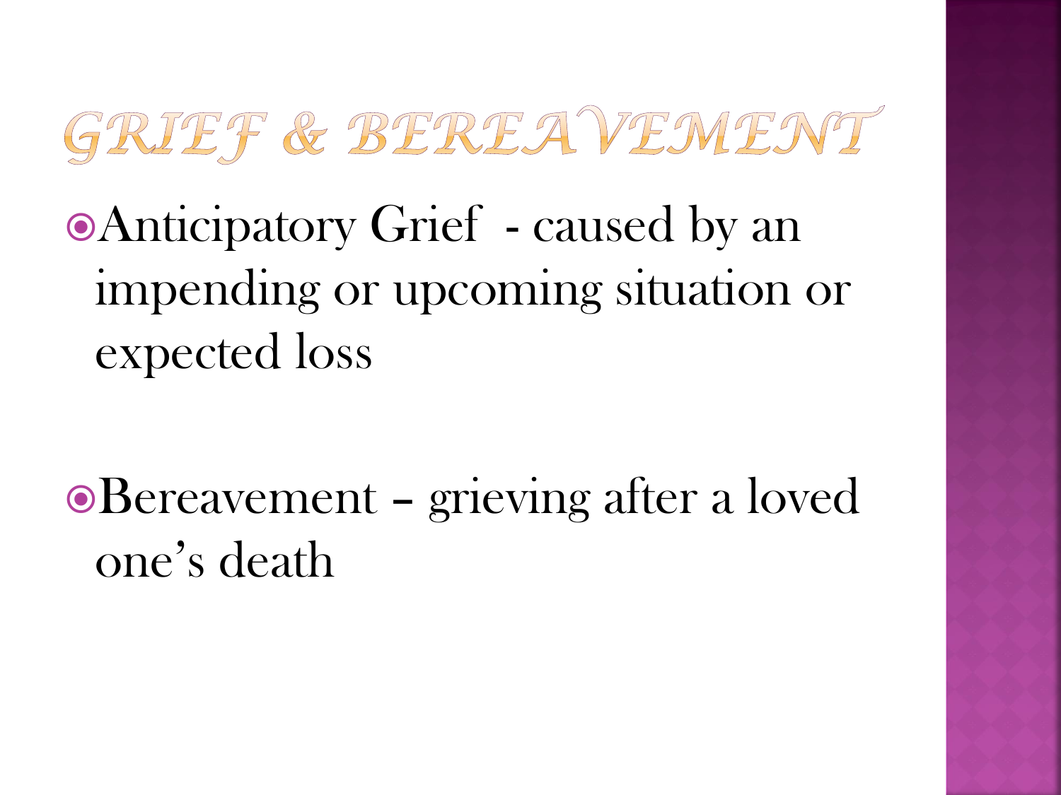# Grief & Bereavement

- Anticipatory Grief - caused by an impending or upcoming situation or expected loss

- Bereavement – grieving after a loved one's death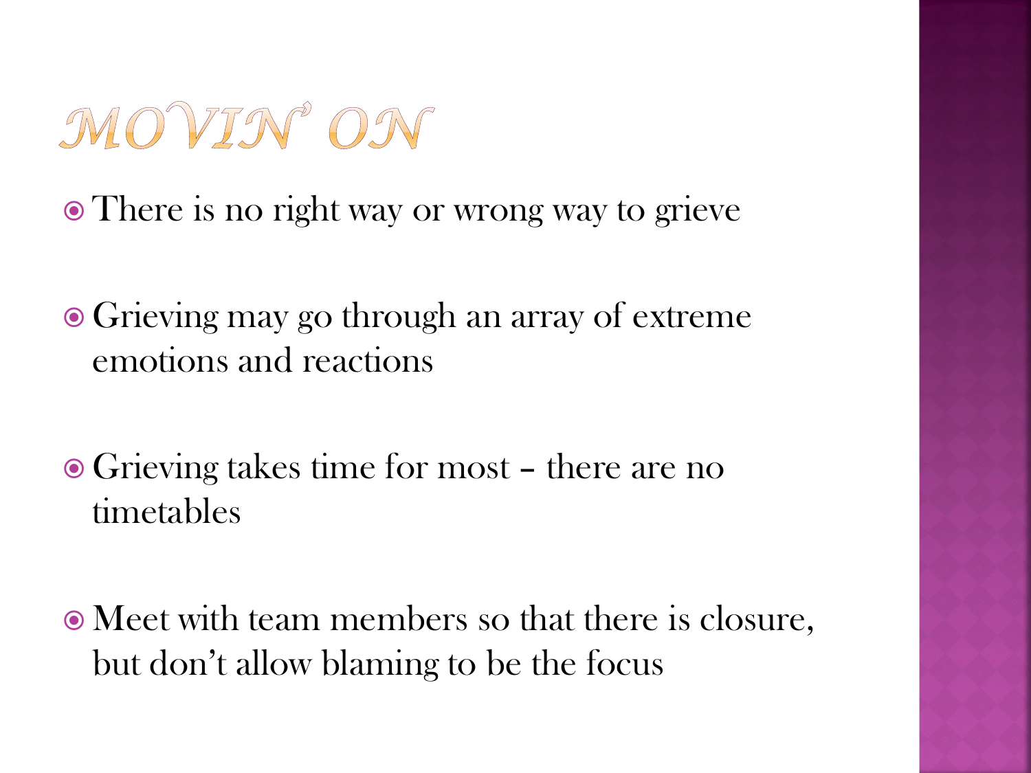# MOVIN' ON

- There is no right way or wrong way to grieve
- Grieving may go through an array of extreme emotions and reactions
- Grieving takes time for most – there are no timetables
- Meet with team members so that there is closure, but don't allow blaming to be the focus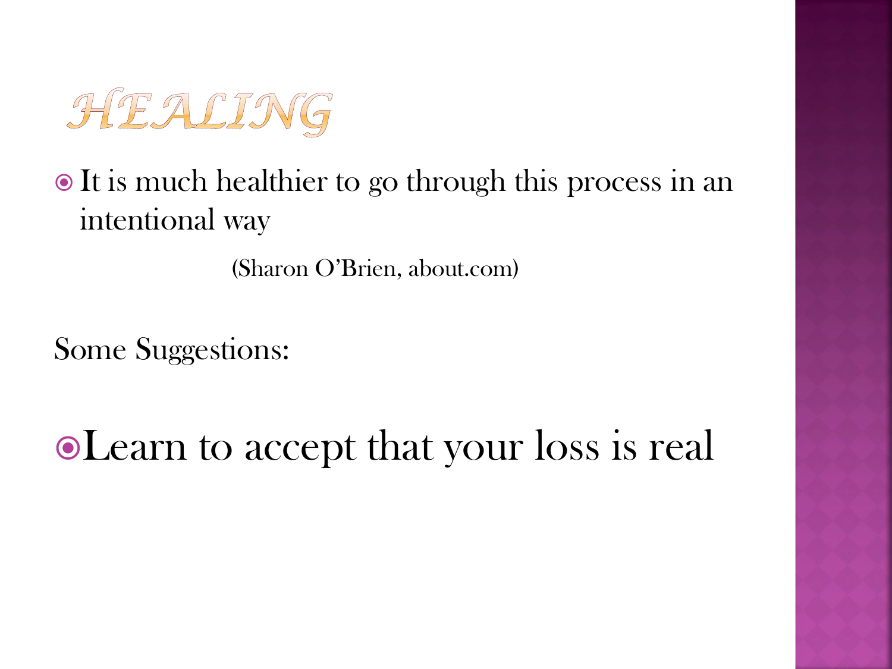# HEALING

- It is much healthier to go through this process in an intentional way

(Sharon O'Brien, about.com)

Some Suggestions:

- Learn to accept that your loss is real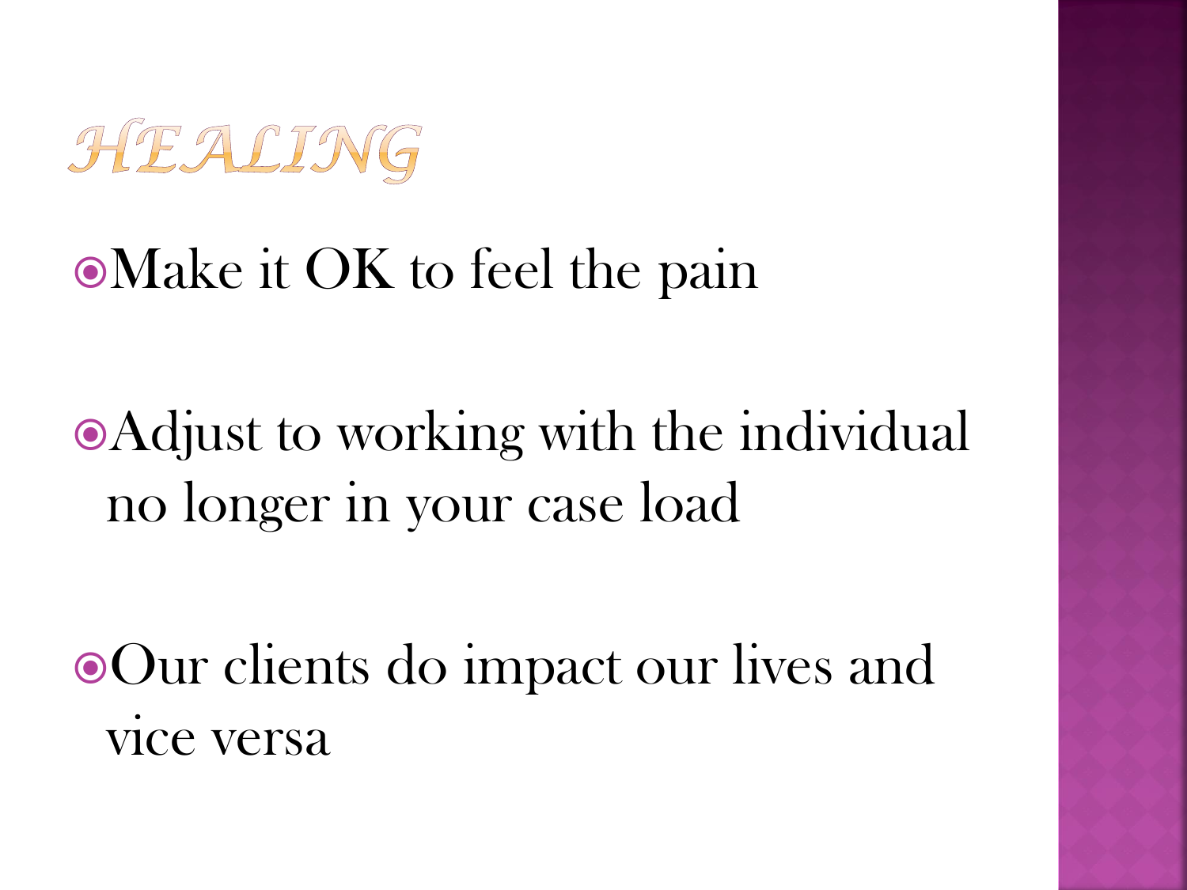# HEALING

- Make it OK to feel the pain
- Adjust to working with the individual no longer in your case load
- Our clients do impact our lives and vice versa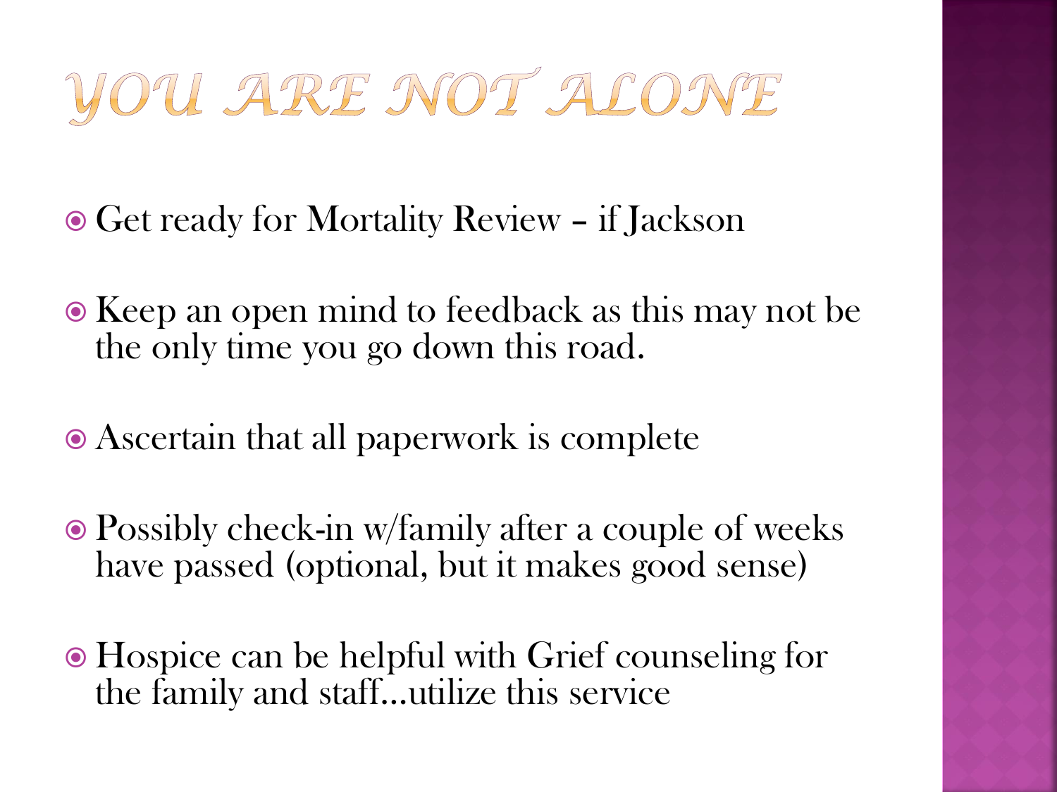# YOU ARE NOT ALONE

- Get ready for Mortality Review – if Jackson
- Keep an open mind to feedback as this may not be the only time you go down this road.
- Ascertain that all paperwork is complete
- Possibly check-in w/family after a couple of weeks have passed (optional, but it makes good sense)
- Hospice can be helpful with Grief counseling for the family and staff…utilize this service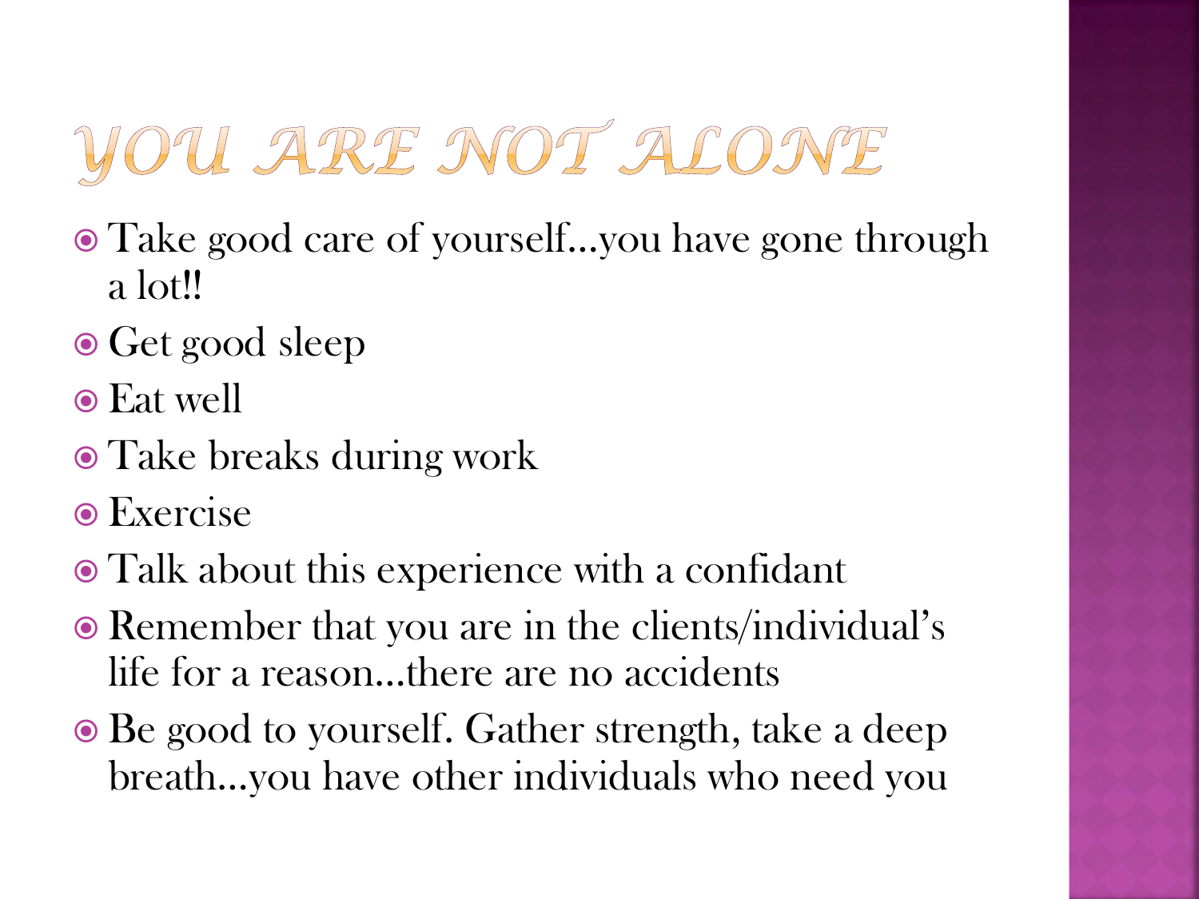# YOU ARE NOT ALONE

- Take good care of yourself…you have gone through a lot!!
- Get good sleep
- Eat well
- Take breaks during work
- Exercise
- Talk about this experience with a confidant
- Remember that you are in the clients/individual's life for a reason…there are no accidents
- Be good to yourself. Gather strength, take a deep breath…you have other individuals who need you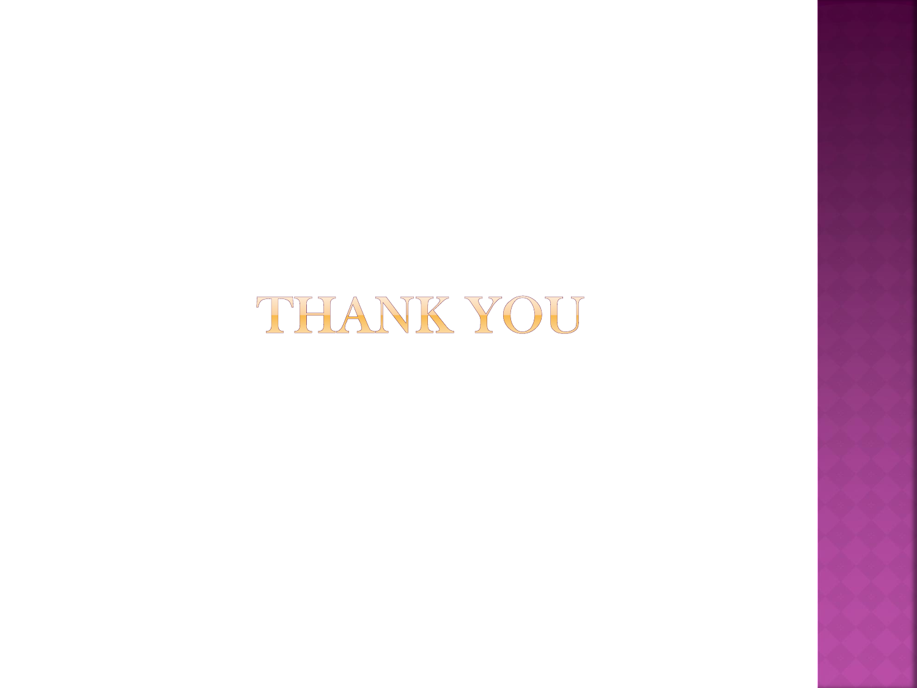# THANK YOU